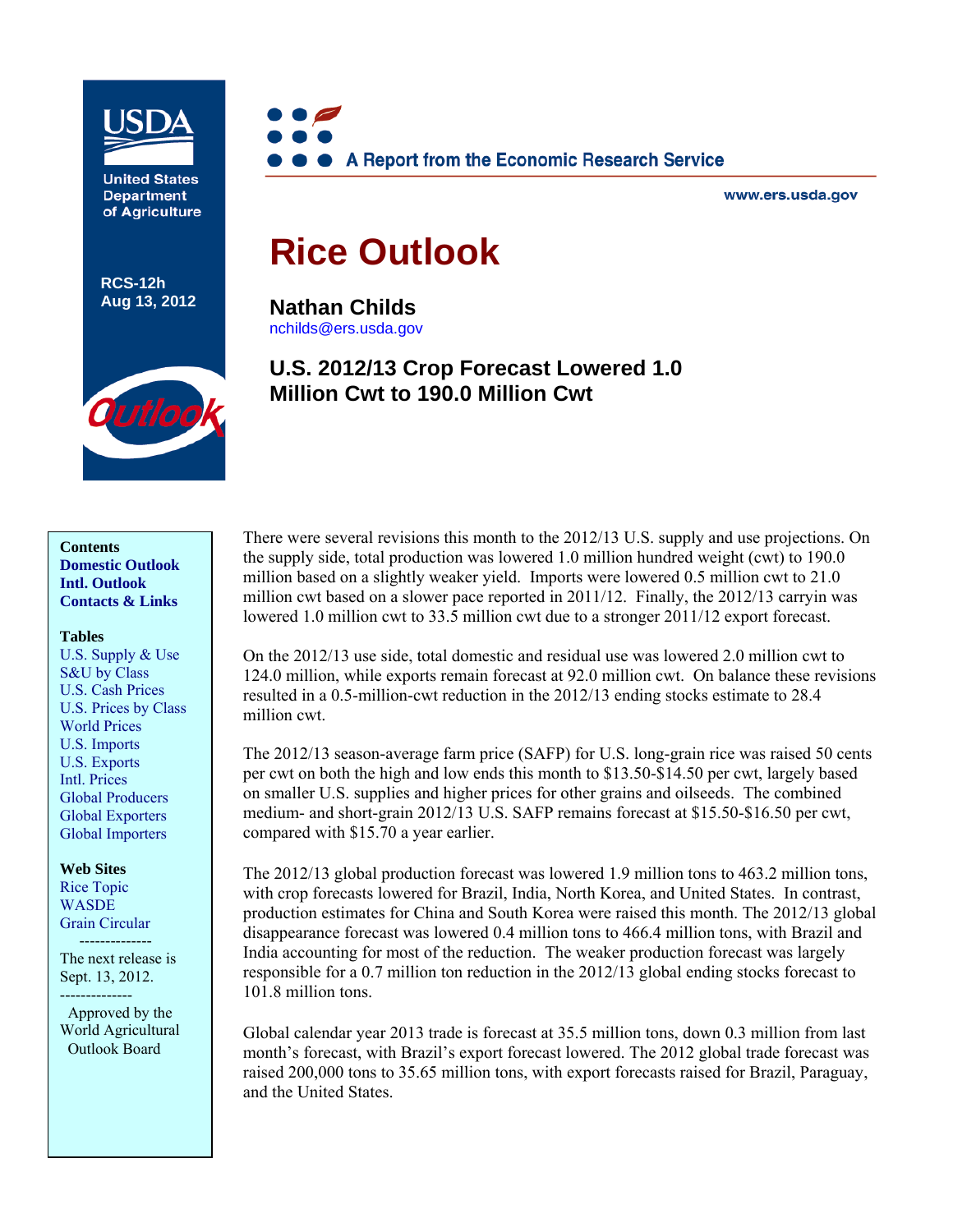United States Department of Agriculture

RCS-12h
Aug 13, 2012

A Report from the Economic Research Service

www.ers.usda.gov

# Rice Outlook

**Nathan Childs**
nchilds@ers.usda.gov

## U.S. 2012/13 Crop Forecast Lowered 1.0 Million Cwt to 190.0 Million Cwt

**Contents**
**Domestic Outlook**
**Intl. Outlook**
**Contacts & Links**

**Tables**
U.S. Supply & Use
S&U by Class
U.S. Cash Prices
U.S. Prices by Class
World Prices
U.S. Imports
U.S. Exports
Intl. Prices
Global Producers
Global Exporters
Global Importers

**Web Sites**
Rice Topic
WASDE
Grain Circular

--------------

The next release is Sept. 13, 2012.

--------------

Approved by the World Agricultural Outlook Board

There were several revisions this month to the 2012/13 U.S. supply and use projections. On the supply side, total production was lowered 1.0 million hundred weight (cwt) to 190.0 million based on a slightly weaker yield. Imports were lowered 0.5 million cwt to 21.0 million cwt based on a slower pace reported in 2011/12. Finally, the 2012/13 carryin was lowered 1.0 million cwt to 33.5 million cwt due to a stronger 2011/12 export forecast.

On the 2012/13 use side, total domestic and residual use was lowered 2.0 million cwt to 124.0 million, while exports remain forecast at 92.0 million cwt. On balance these revisions resulted in a 0.5-million-cwt reduction in the 2012/13 ending stocks estimate to 28.4 million cwt.

The 2012/13 season-average farm price (SAFP) for U.S. long-grain rice was raised 50 cents per cwt on both the high and low ends this month to $13.50-$14.50 per cwt, largely based on smaller U.S. supplies and higher prices for other grains and oilseeds. The combined medium- and short-grain 2012/13 U.S. SAFP remains forecast at $15.50-$16.50 per cwt, compared with $15.70 a year earlier.

The 2012/13 global production forecast was lowered 1.9 million tons to 463.2 million tons, with crop forecasts lowered for Brazil, India, North Korea, and United States. In contrast, production estimates for China and South Korea were raised this month. The 2012/13 global disappearance forecast was lowered 0.4 million tons to 466.4 million tons, with Brazil and India accounting for most of the reduction. The weaker production forecast was largely responsible for a 0.7 million ton reduction in the 2012/13 global ending stocks forecast to 101.8 million tons.

Global calendar year 2013 trade is forecast at 35.5 million tons, down 0.3 million from last month's forecast, with Brazil's export forecast lowered. The 2012 global trade forecast was raised 200,000 tons to 35.65 million tons, with export forecasts raised for Brazil, Paraguay, and the United States.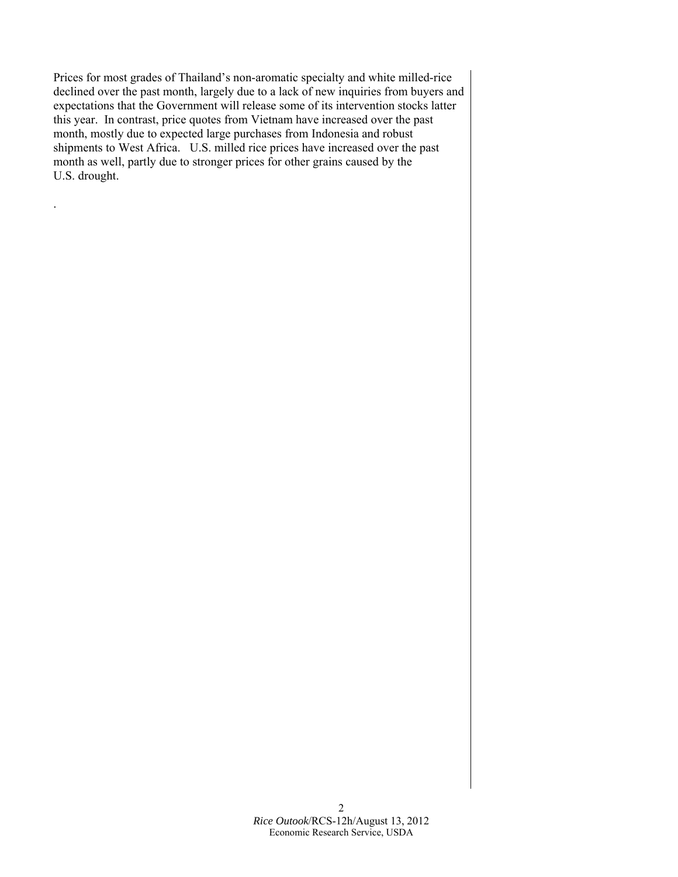Prices for most grades of Thailand's non-aromatic specialty and white milled-rice declined over the past month, largely due to a lack of new inquiries from buyers and expectations that the Government will release some of its intervention stocks latter this year. In contrast, price quotes from Vietnam have increased over the past month, mostly due to expected large purchases from Indonesia and robust shipments to West Africa. U.S. milled rice prices have increased over the past month as well, partly due to stronger prices for other grains caused by the U.S. drought.

.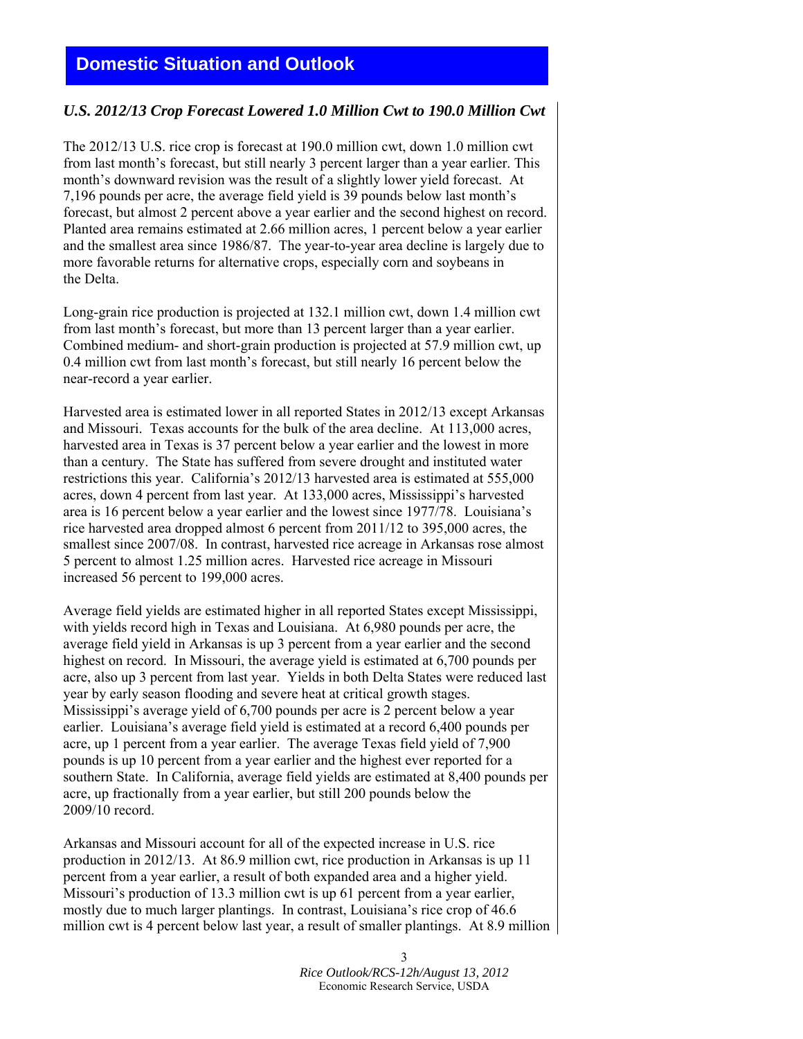# Domestic Situation and Outlook

### *U.S. 2012/13 Crop Forecast Lowered 1.0 Million Cwt to 190.0 Million Cwt*

The 2012/13 U.S. rice crop is forecast at 190.0 million cwt, down 1.0 million cwt from last month's forecast, but still nearly 3 percent larger than a year earlier. This month's downward revision was the result of a slightly lower yield forecast. At 7,196 pounds per acre, the average field yield is 39 pounds below last month's forecast, but almost 2 percent above a year earlier and the second highest on record. Planted area remains estimated at 2.66 million acres, 1 percent below a year earlier and the smallest area since 1986/87. The year-to-year area decline is largely due to more favorable returns for alternative crops, especially corn and soybeans in the Delta.

Long-grain rice production is projected at 132.1 million cwt, down 1.4 million cwt from last month's forecast, but more than 13 percent larger than a year earlier. Combined medium- and short-grain production is projected at 57.9 million cwt, up 0.4 million cwt from last month's forecast, but still nearly 16 percent below the near-record a year earlier.

Harvested area is estimated lower in all reported States in 2012/13 except Arkansas and Missouri. Texas accounts for the bulk of the area decline. At 113,000 acres, harvested area in Texas is 37 percent below a year earlier and the lowest in more than a century. The State has suffered from severe drought and instituted water restrictions this year. California's 2012/13 harvested area is estimated at 555,000 acres, down 4 percent from last year. At 133,000 acres, Mississippi's harvested area is 16 percent below a year earlier and the lowest since 1977/78. Louisiana's rice harvested area dropped almost 6 percent from 2011/12 to 395,000 acres, the smallest since 2007/08. In contrast, harvested rice acreage in Arkansas rose almost 5 percent to almost 1.25 million acres. Harvested rice acreage in Missouri increased 56 percent to 199,000 acres.

Average field yields are estimated higher in all reported States except Mississippi, with yields record high in Texas and Louisiana. At 6,980 pounds per acre, the average field yield in Arkansas is up 3 percent from a year earlier and the second highest on record. In Missouri, the average yield is estimated at 6,700 pounds per acre, also up 3 percent from last year. Yields in both Delta States were reduced last year by early season flooding and severe heat at critical growth stages. Mississippi's average yield of 6,700 pounds per acre is 2 percent below a year earlier. Louisiana's average field yield is estimated at a record 6,400 pounds per acre, up 1 percent from a year earlier. The average Texas field yield of 7,900 pounds is up 10 percent from a year earlier and the highest ever reported for a southern State. In California, average field yields are estimated at 8,400 pounds per acre, up fractionally from a year earlier, but still 200 pounds below the 2009/10 record.

Arkansas and Missouri account for all of the expected increase in U.S. rice production in 2012/13. At 86.9 million cwt, rice production in Arkansas is up 11 percent from a year earlier, a result of both expanded area and a higher yield. Missouri's production of 13.3 million cwt is up 61 percent from a year earlier, mostly due to much larger plantings. In contrast, Louisiana's rice crop of 46.6 million cwt is 4 percent below last year, a result of smaller plantings. At 8.9 million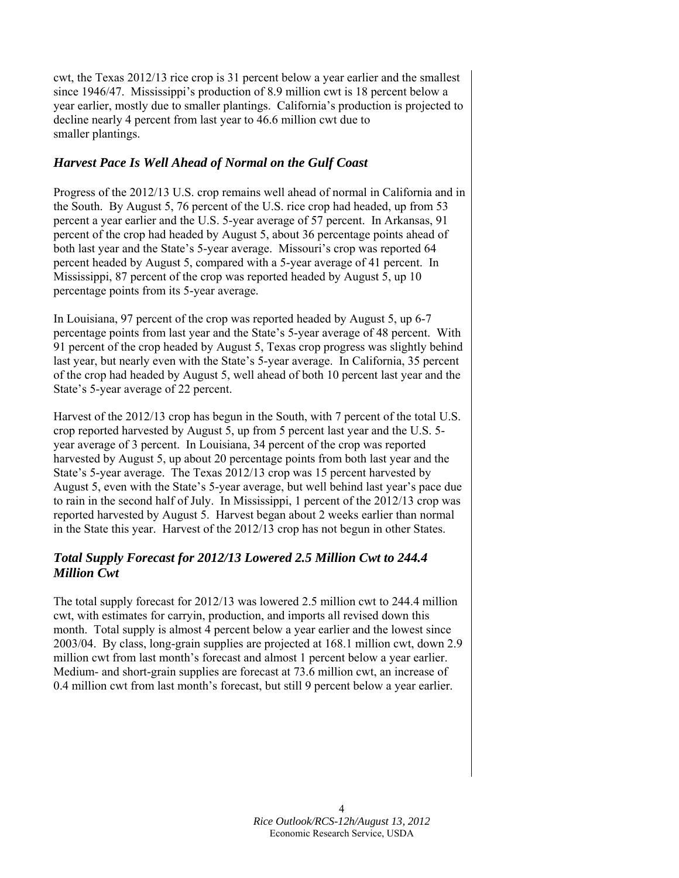cwt, the Texas 2012/13 rice crop is 31 percent below a year earlier and the smallest since 1946/47. Mississippi's production of 8.9 million cwt is 18 percent below a year earlier, mostly due to smaller plantings. California's production is projected to decline nearly 4 percent from last year to 46.6 million cwt due to smaller plantings.

### *Harvest Pace Is Well Ahead of Normal on the Gulf Coast*

Progress of the 2012/13 U.S. crop remains well ahead of normal in California and in the South. By August 5, 76 percent of the U.S. rice crop had headed, up from 53 percent a year earlier and the U.S. 5-year average of 57 percent. In Arkansas, 91 percent of the crop had headed by August 5, about 36 percentage points ahead of both last year and the State's 5-year average. Missouri's crop was reported 64 percent headed by August 5, compared with a 5-year average of 41 percent. In Mississippi, 87 percent of the crop was reported headed by August 5, up 10 percentage points from its 5-year average.

In Louisiana, 97 percent of the crop was reported headed by August 5, up 6-7 percentage points from last year and the State's 5-year average of 48 percent. With 91 percent of the crop headed by August 5, Texas crop progress was slightly behind last year, but nearly even with the State's 5-year average. In California, 35 percent of the crop had headed by August 5, well ahead of both 10 percent last year and the State's 5-year average of 22 percent.

Harvest of the 2012/13 crop has begun in the South, with 7 percent of the total U.S. crop reported harvested by August 5, up from 5 percent last year and the U.S. 5-year average of 3 percent. In Louisiana, 34 percent of the crop was reported harvested by August 5, up about 20 percentage points from both last year and the State's 5-year average. The Texas 2012/13 crop was 15 percent harvested by August 5, even with the State's 5-year average, but well behind last year's pace due to rain in the second half of July. In Mississippi, 1 percent of the 2012/13 crop was reported harvested by August 5. Harvest began about 2 weeks earlier than normal in the State this year. Harvest of the 2012/13 crop has not begun in other States.

### *Total Supply Forecast for 2012/13 Lowered 2.5 Million Cwt to 244.4 Million Cwt*

The total supply forecast for 2012/13 was lowered 2.5 million cwt to 244.4 million cwt, with estimates for carryin, production, and imports all revised down this month. Total supply is almost 4 percent below a year earlier and the lowest since 2003/04. By class, long-grain supplies are projected at 168.1 million cwt, down 2.9 million cwt from last month's forecast and almost 1 percent below a year earlier. Medium- and short-grain supplies are forecast at 73.6 million cwt, an increase of 0.4 million cwt from last month's forecast, but still 9 percent below a year earlier.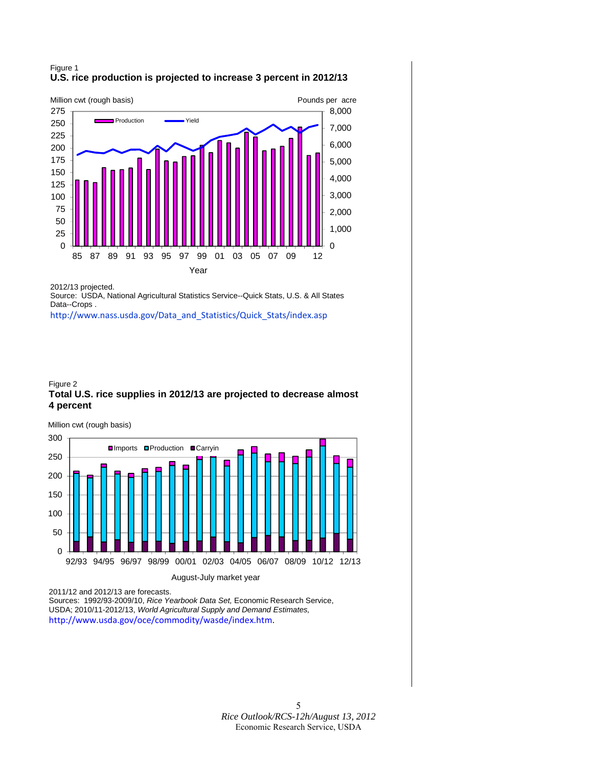Figure 1
**U.S. rice production is projected to increase 3 percent in 2012/13**

Million cwt (rough basis)

Pounds per acre

Production — Yield

Year

2012/13 projected.
Source: USDA, National Agricultural Statistics Service--Quick Stats, U.S. & All States Data--Crops .
http://www.nass.usda.gov/Data_and_Statistics/Quick_Stats/index.asp

Figure 2
**Total U.S. rice supplies in 2012/13 are projected to decrease almost 4 percent**

Million cwt (rough basis)

Imports ■ Production ■ Carryin

August-July market year

2011/12 and 2012/13 are forecasts.
Sources: 1992/93-2009/10, *Rice Yearbook Data Set,* Economic Research Service, USDA; 2010/11-2012/13, *World Agricultural Supply and Demand Estimates,*
http://www.usda.gov/oce/commodity/wasde/index.htm.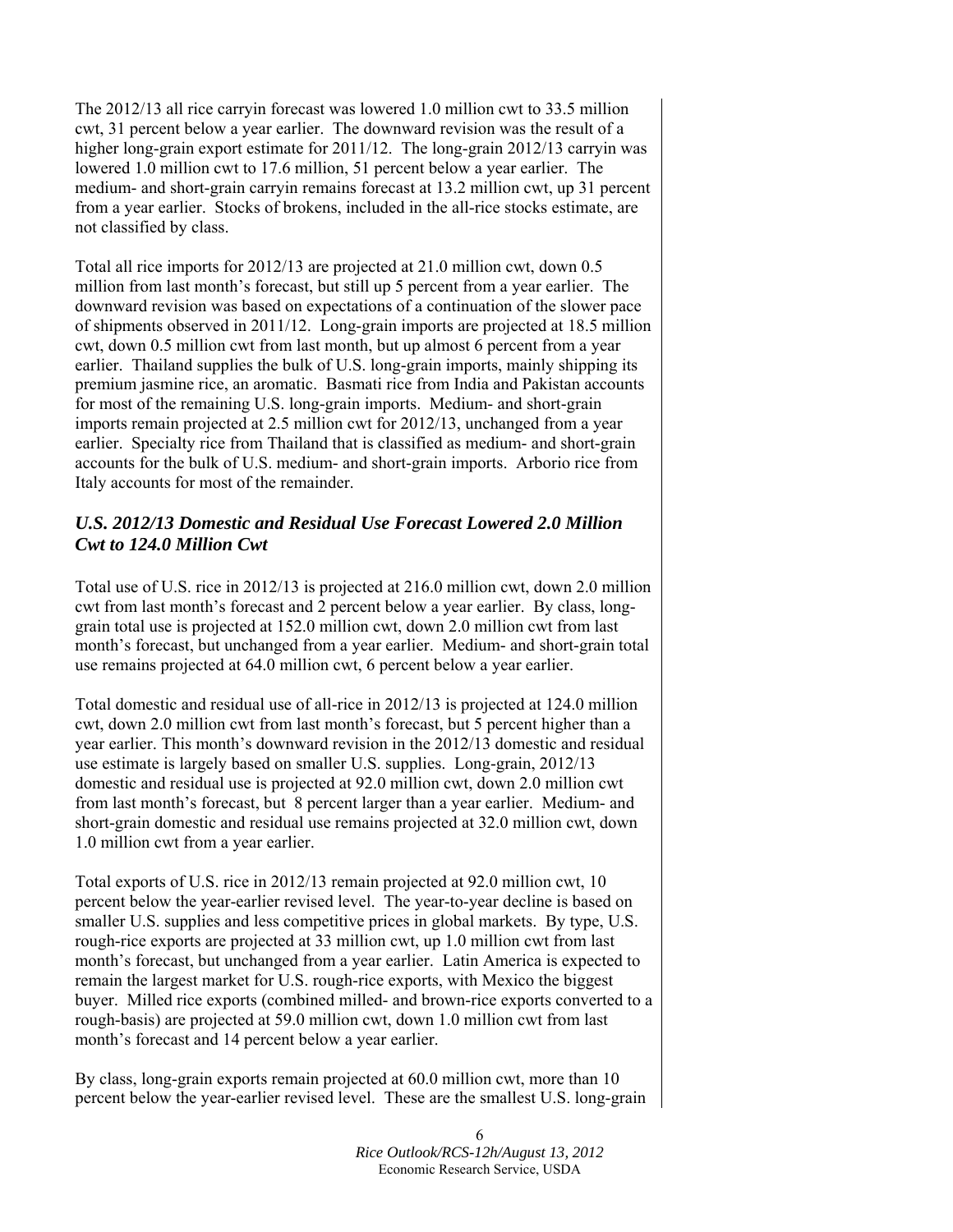The 2012/13 all rice carryin forecast was lowered 1.0 million cwt to 33.5 million cwt, 31 percent below a year earlier. The downward revision was the result of a higher long-grain export estimate for 2011/12. The long-grain 2012/13 carryin was lowered 1.0 million cwt to 17.6 million, 51 percent below a year earlier. The medium- and short-grain carryin remains forecast at 13.2 million cwt, up 31 percent from a year earlier. Stocks of brokens, included in the all-rice stocks estimate, are not classified by class.

Total all rice imports for 2012/13 are projected at 21.0 million cwt, down 0.5 million from last month's forecast, but still up 5 percent from a year earlier. The downward revision was based on expectations of a continuation of the slower pace of shipments observed in 2011/12. Long-grain imports are projected at 18.5 million cwt, down 0.5 million cwt from last month, but up almost 6 percent from a year earlier. Thailand supplies the bulk of U.S. long-grain imports, mainly shipping its premium jasmine rice, an aromatic. Basmati rice from India and Pakistan accounts for most of the remaining U.S. long-grain imports. Medium- and short-grain imports remain projected at 2.5 million cwt for 2012/13, unchanged from a year earlier. Specialty rice from Thailand that is classified as medium- and short-grain accounts for the bulk of U.S. medium- and short-grain imports. Arborio rice from Italy accounts for most of the remainder.

### *U.S. 2012/13 Domestic and Residual Use Forecast Lowered 2.0 Million Cwt to 124.0 Million Cwt*

Total use of U.S. rice in 2012/13 is projected at 216.0 million cwt, down 2.0 million cwt from last month's forecast and 2 percent below a year earlier. By class, long-grain total use is projected at 152.0 million cwt, down 2.0 million cwt from last month's forecast, but unchanged from a year earlier. Medium- and short-grain total use remains projected at 64.0 million cwt, 6 percent below a year earlier.

Total domestic and residual use of all-rice in 2012/13 is projected at 124.0 million cwt, down 2.0 million cwt from last month's forecast, but 5 percent higher than a year earlier. This month's downward revision in the 2012/13 domestic and residual use estimate is largely based on smaller U.S. supplies. Long-grain, 2012/13 domestic and residual use is projected at 92.0 million cwt, down 2.0 million cwt from last month's forecast, but 8 percent larger than a year earlier. Medium- and short-grain domestic and residual use remains projected at 32.0 million cwt, down 1.0 million cwt from a year earlier.

Total exports of U.S. rice in 2012/13 remain projected at 92.0 million cwt, 10 percent below the year-earlier revised level. The year-to-year decline is based on smaller U.S. supplies and less competitive prices in global markets. By type, U.S. rough-rice exports are projected at 33 million cwt, up 1.0 million cwt from last month's forecast, but unchanged from a year earlier. Latin America is expected to remain the largest market for U.S. rough-rice exports, with Mexico the biggest buyer. Milled rice exports (combined milled- and brown-rice exports converted to a rough-basis) are projected at 59.0 million cwt, down 1.0 million cwt from last month's forecast and 14 percent below a year earlier.

By class, long-grain exports remain projected at 60.0 million cwt, more than 10 percent below the year-earlier revised level. These are the smallest U.S. long-grain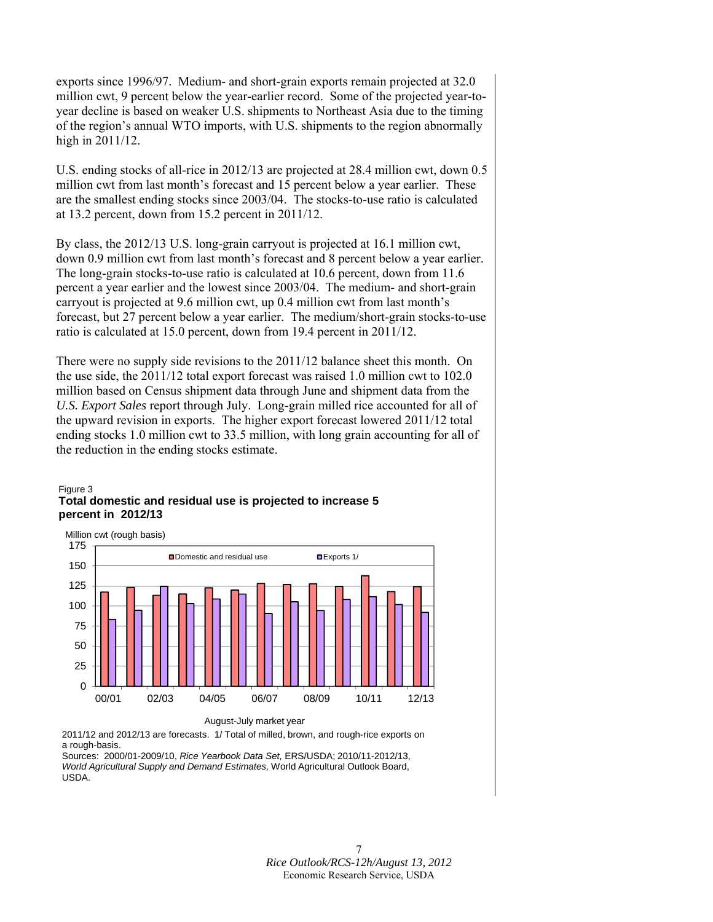exports since 1996/97. Medium- and short-grain exports remain projected at 32.0 million cwt, 9 percent below the year-earlier record. Some of the projected year-to-year decline is based on weaker U.S. shipments to Northeast Asia due to the timing of the region's annual WTO imports, with U.S. shipments to the region abnormally high in 2011/12.

U.S. ending stocks of all-rice in 2012/13 are projected at 28.4 million cwt, down 0.5 million cwt from last month's forecast and 15 percent below a year earlier. These are the smallest ending stocks since 2003/04. The stocks-to-use ratio is calculated at 13.2 percent, down from 15.2 percent in 2011/12.

By class, the 2012/13 U.S. long-grain carryout is projected at 16.1 million cwt, down 0.9 million cwt from last month's forecast and 8 percent below a year earlier. The long-grain stocks-to-use ratio is calculated at 10.6 percent, down from 11.6 percent a year earlier and the lowest since 2003/04. The medium- and short-grain carryout is projected at 9.6 million cwt, up 0.4 million cwt from last month's forecast, but 27 percent below a year earlier. The medium/short-grain stocks-to-use ratio is calculated at 15.0 percent, down from 19.4 percent in 2011/12.

There were no supply side revisions to the 2011/12 balance sheet this month. On the use side, the 2011/12 total export forecast was raised 1.0 million cwt to 102.0 million based on Census shipment data through June and shipment data from the *U.S. Export Sales* report through July. Long-grain milled rice accounted for all of the upward revision in exports. The higher export forecast lowered 2011/12 total ending stocks 1.0 million cwt to 33.5 million, with long grain accounting for all of the reduction in the ending stocks estimate.

Figure 3
**Total domestic and residual use is projected to increase 5 percent in 2012/13**

2011/12 and 2012/13 are forecasts. 1/ Total of milled, brown, and rough-rice exports on a rough-basis.
Sources: 2000/01-2009/10, *Rice Yearbook Data Set,* ERS/USDA; 2010/11-2012/13, *World Agricultural Supply and Demand Estimates,* World Agricultural Outlook Board, USDA.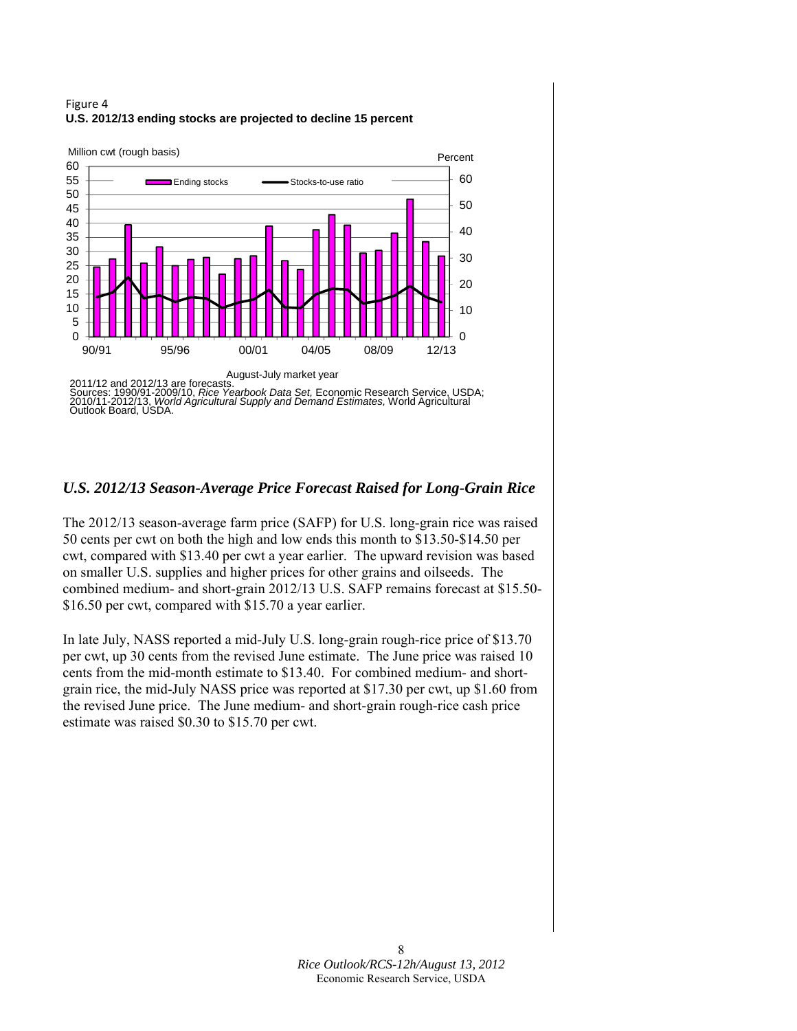Figure 4
**U.S. 2012/13 ending stocks are projected to decline 15 percent**

2011/12 and 2012/13 are forecasts.
Sources: 1990/91-2009/10, *Rice Yearbook Data Set,* Economic Research Service, USDA; 2010/11-2012/13, *World Agricultural Supply and Demand Estimates,* World Agricultural Outlook Board, USDA.

## *U.S. 2012/13 Season-Average Price Forecast Raised for Long-Grain Rice*

The 2012/13 season-average farm price (SAFP) for U.S. long-grain rice was raised 50 cents per cwt on both the high and low ends this month to $13.50-$14.50 per cwt, compared with $13.40 per cwt a year earlier. The upward revision was based on smaller U.S. supplies and higher prices for other grains and oilseeds. The combined medium- and short-grain 2012/13 U.S. SAFP remains forecast at $15.50-$16.50 per cwt, compared with $15.70 a year earlier.

In late July, NASS reported a mid-July U.S. long-grain rough-rice price of $13.70 per cwt, up 30 cents from the revised June estimate. The June price was raised 10 cents from the mid-month estimate to $13.40. For combined medium- and short-grain rice, the mid-July NASS price was reported at $17.30 per cwt, up $1.60 from the revised June price. The June medium- and short-grain rough-rice cash price estimate was raised $0.30 to $15.70 per cwt.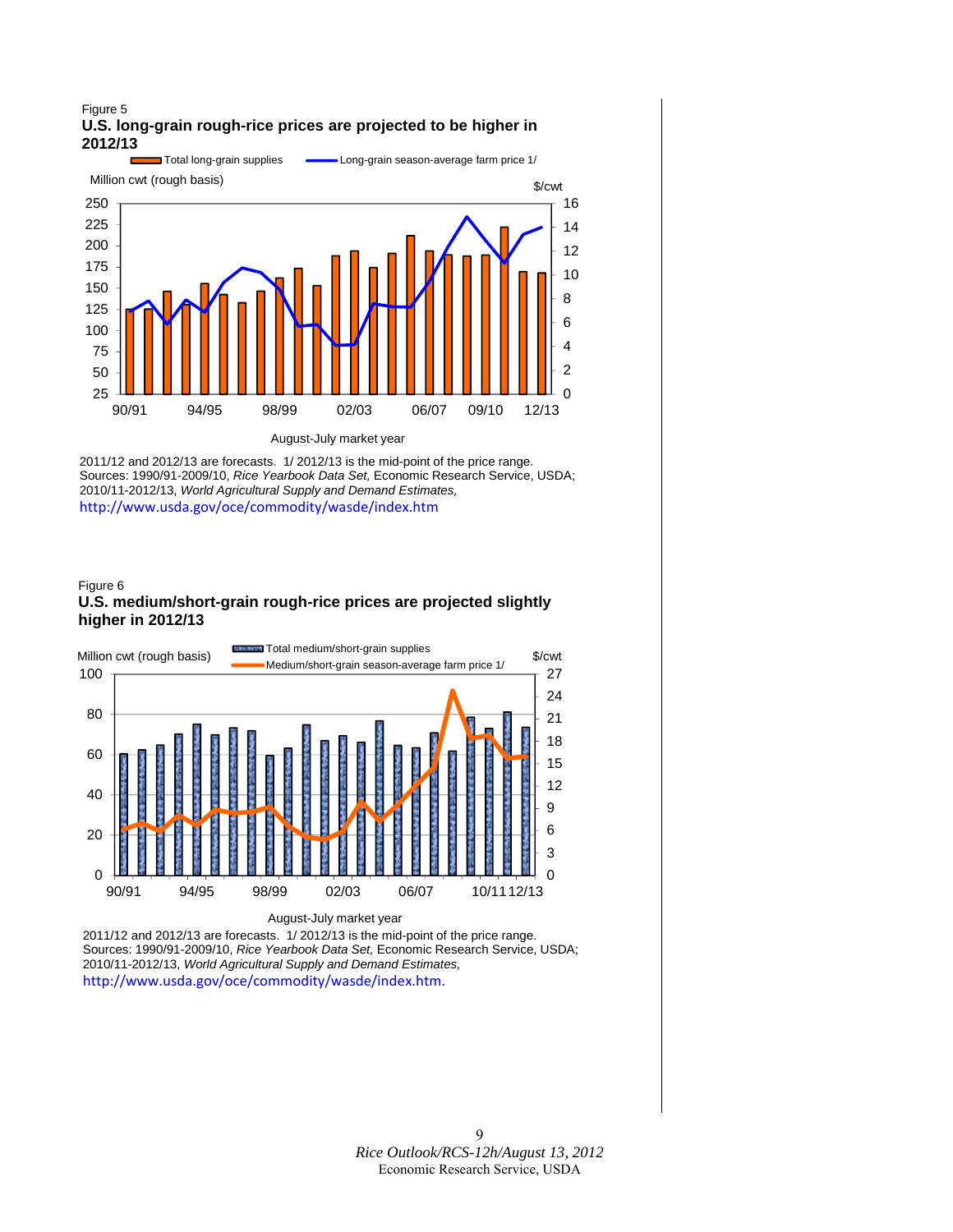Figure 5

**U.S. long-grain rough-rice prices are projected to be higher in 2012/13**

Total long-grain supplies — Long-grain season-average farm price 1/

Million cwt (rough basis) — $/cwt

August-July market year

2011/12 and 2012/13 are forecasts. 1/ 2012/13 is the mid-point of the price range.
Sources: 1990/91-2009/10, *Rice Yearbook Data Set,* Economic Research Service, USDA; 2010/11-2012/13, *World Agricultural Supply and Demand Estimates,* http://www.usda.gov/oce/commodity/wasde/index.htm

Figure 6

**U.S. medium/short-grain rough-rice prices are projected slightly higher in 2012/13**

Total medium/short-grain supplies — Medium/short-grain season-average farm price 1/

Million cwt (rough basis) — $/cwt

August-July market year

2011/12 and 2012/13 are forecasts. 1/ 2012/13 is the mid-point of the price range.
Sources: 1990/91-2009/10, *Rice Yearbook Data Set,* Economic Research Service, USDA; 2010/11-2012/13, *World Agricultural Supply and Demand Estimates,* http://www.usda.gov/oce/commodity/wasde/index.htm.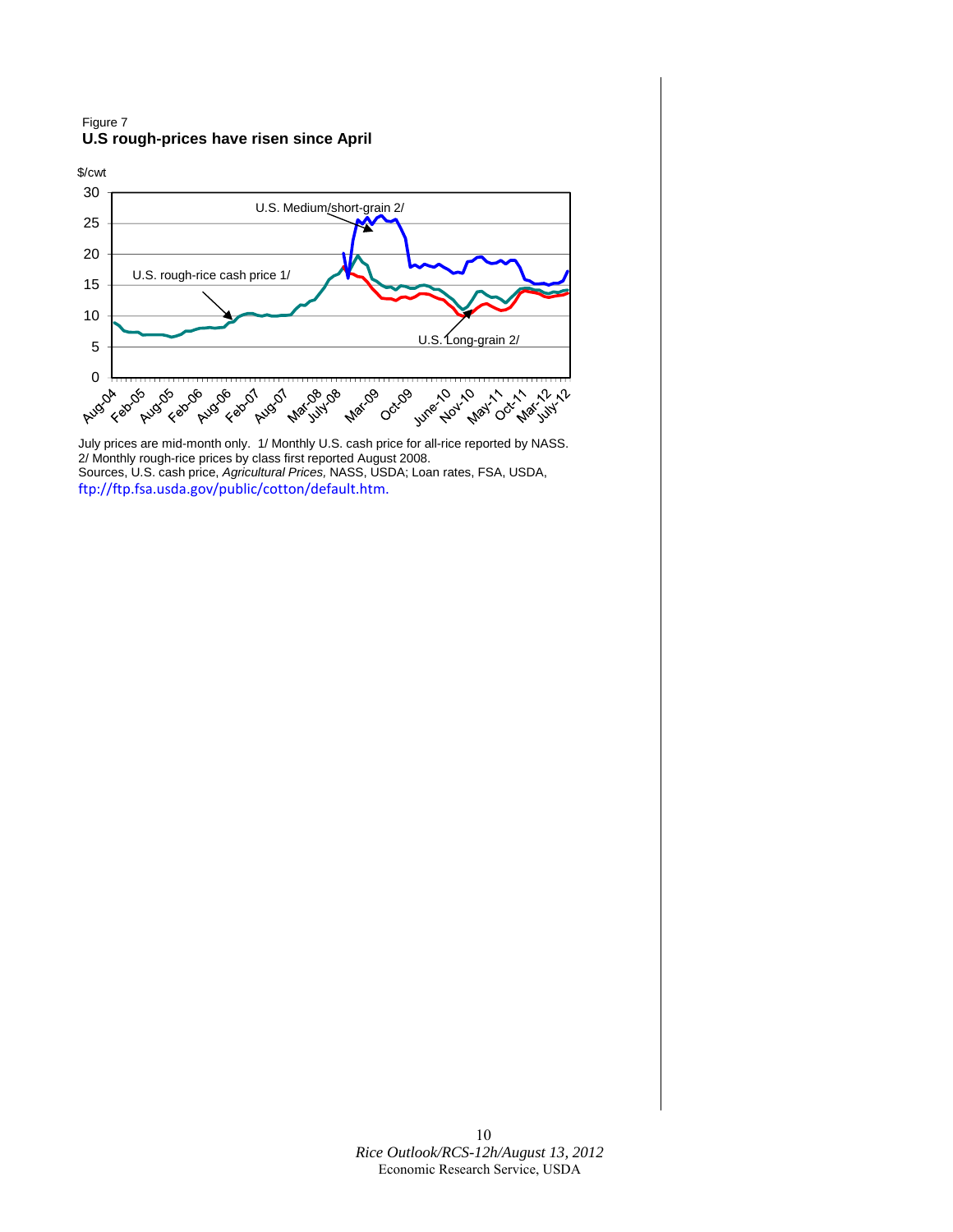Figure 7

**U.S rough-prices have risen since April**

July prices are mid-month only. 1/ Monthly U.S. cash price for all-rice reported by NASS. 2/ Monthly rough-rice prices by class first reported August 2008.
Sources, U.S. cash price, *Agricultural Prices,* NASS, USDA; Loan rates, FSA, USDA, ftp://ftp.fsa.usda.gov/public/cotton/default.htm.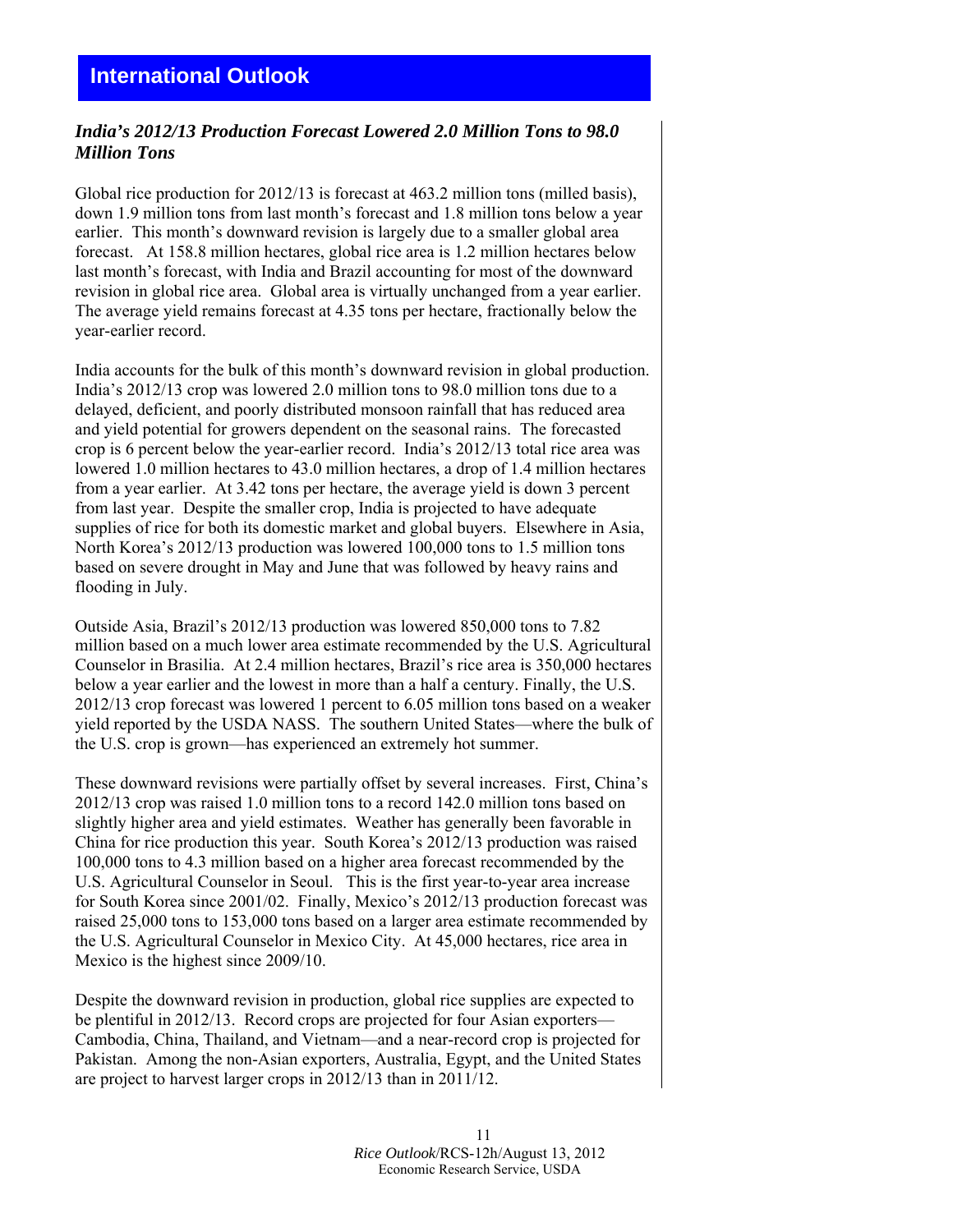## International Outlook

### *India's 2012/13 Production Forecast Lowered 2.0 Million Tons to 98.0 Million Tons*

Global rice production for 2012/13 is forecast at 463.2 million tons (milled basis), down 1.9 million tons from last month's forecast and 1.8 million tons below a year earlier. This month's downward revision is largely due to a smaller global area forecast. At 158.8 million hectares, global rice area is 1.2 million hectares below last month's forecast, with India and Brazil accounting for most of the downward revision in global rice area. Global area is virtually unchanged from a year earlier. The average yield remains forecast at 4.35 tons per hectare, fractionally below the year-earlier record.

India accounts for the bulk of this month's downward revision in global production. India's 2012/13 crop was lowered 2.0 million tons to 98.0 million tons due to a delayed, deficient, and poorly distributed monsoon rainfall that has reduced area and yield potential for growers dependent on the seasonal rains. The forecasted crop is 6 percent below the year-earlier record. India's 2012/13 total rice area was lowered 1.0 million hectares to 43.0 million hectares, a drop of 1.4 million hectares from a year earlier. At 3.42 tons per hectare, the average yield is down 3 percent from last year. Despite the smaller crop, India is projected to have adequate supplies of rice for both its domestic market and global buyers. Elsewhere in Asia, North Korea's 2012/13 production was lowered 100,000 tons to 1.5 million tons based on severe drought in May and June that was followed by heavy rains and flooding in July.

Outside Asia, Brazil's 2012/13 production was lowered 850,000 tons to 7.82 million based on a much lower area estimate recommended by the U.S. Agricultural Counselor in Brasilia. At 2.4 million hectares, Brazil's rice area is 350,000 hectares below a year earlier and the lowest in more than a half a century. Finally, the U.S. 2012/13 crop forecast was lowered 1 percent to 6.05 million tons based on a weaker yield reported by the USDA NASS. The southern United States—where the bulk of the U.S. crop is grown—has experienced an extremely hot summer.

These downward revisions were partially offset by several increases. First, China's 2012/13 crop was raised 1.0 million tons to a record 142.0 million tons based on slightly higher area and yield estimates. Weather has generally been favorable in China for rice production this year. South Korea's 2012/13 production was raised 100,000 tons to 4.3 million based on a higher area forecast recommended by the U.S. Agricultural Counselor in Seoul. This is the first year-to-year area increase for South Korea since 2001/02. Finally, Mexico's 2012/13 production forecast was raised 25,000 tons to 153,000 tons based on a larger area estimate recommended by the U.S. Agricultural Counselor in Mexico City. At 45,000 hectares, rice area in Mexico is the highest since 2009/10.

Despite the downward revision in production, global rice supplies are expected to be plentiful in 2012/13. Record crops are projected for four Asian exporters—Cambodia, China, Thailand, and Vietnam—and a near-record crop is projected for Pakistan. Among the non-Asian exporters, Australia, Egypt, and the United States are project to harvest larger crops in 2012/13 than in 2011/12.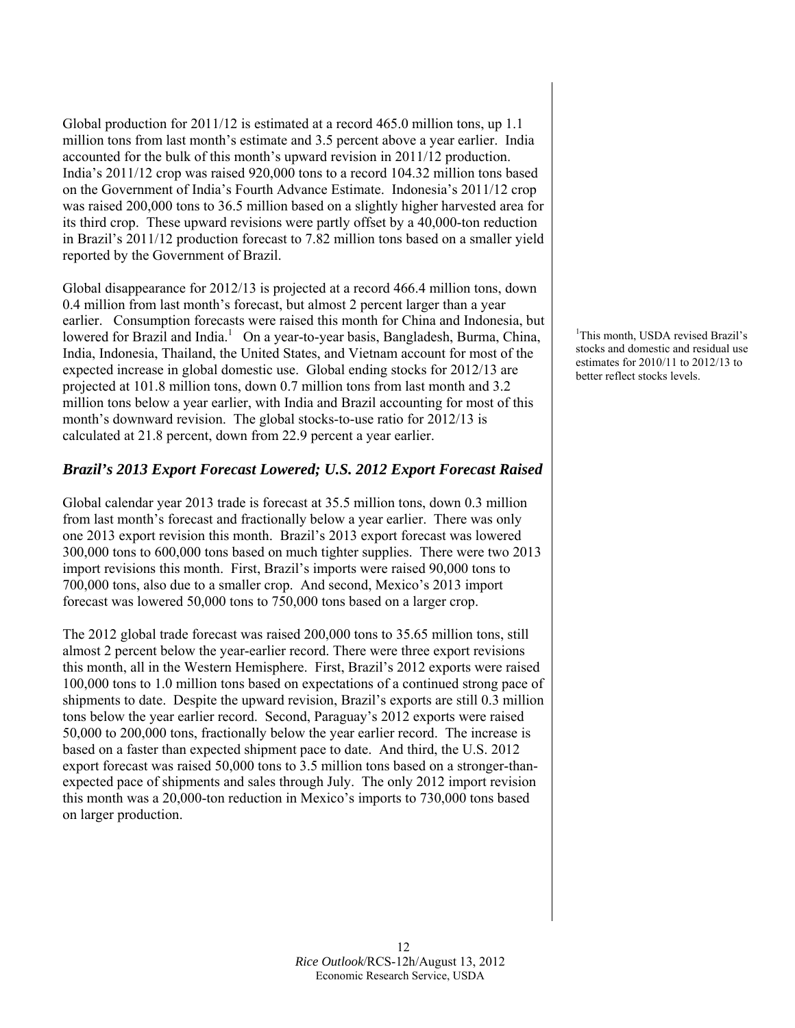Global production for 2011/12 is estimated at a record 465.0 million tons, up 1.1 million tons from last month's estimate and 3.5 percent above a year earlier. India accounted for the bulk of this month's upward revision in 2011/12 production. India's 2011/12 crop was raised 920,000 tons to a record 104.32 million tons based on the Government of India's Fourth Advance Estimate. Indonesia's 2011/12 crop was raised 200,000 tons to 36.5 million based on a slightly higher harvested area for its third crop. These upward revisions were partly offset by a 40,000-ton reduction in Brazil's 2011/12 production forecast to 7.82 million tons based on a smaller yield reported by the Government of Brazil.

Global disappearance for 2012/13 is projected at a record 466.4 million tons, down 0.4 million from last month's forecast, but almost 2 percent larger than a year earlier. Consumption forecasts were raised this month for China and Indonesia, but lowered for Brazil and India.[1] On a year-to-year basis, Bangladesh, Burma, China, India, Indonesia, Thailand, the United States, and Vietnam account for most of the expected increase in global domestic use. Global ending stocks for 2012/13 are projected at 101.8 million tons, down 0.7 million tons from last month and 3.2 million tons below a year earlier, with India and Brazil accounting for most of this month's downward revision. The global stocks-to-use ratio for 2012/13 is calculated at 21.8 percent, down from 22.9 percent a year earlier.

[1]This month, USDA revised Brazil's stocks and domestic and residual use estimates for 2010/11 to 2012/13 to better reflect stocks levels.

## *Brazil's 2013 Export Forecast Lowered; U.S. 2012 Export Forecast Raised*

Global calendar year 2013 trade is forecast at 35.5 million tons, down 0.3 million from last month's forecast and fractionally below a year earlier. There was only one 2013 export revision this month. Brazil's 2013 export forecast was lowered 300,000 tons to 600,000 tons based on much tighter supplies. There were two 2013 import revisions this month. First, Brazil's imports were raised 90,000 tons to 700,000 tons, also due to a smaller crop. And second, Mexico's 2013 import forecast was lowered 50,000 tons to 750,000 tons based on a larger crop.

The 2012 global trade forecast was raised 200,000 tons to 35.65 million tons, still almost 2 percent below the year-earlier record. There were three export revisions this month, all in the Western Hemisphere. First, Brazil's 2012 exports were raised 100,000 tons to 1.0 million tons based on expectations of a continued strong pace of shipments to date. Despite the upward revision, Brazil's exports are still 0.3 million tons below the year earlier record. Second, Paraguay's 2012 exports were raised 50,000 to 200,000 tons, fractionally below the year earlier record. The increase is based on a faster than expected shipment pace to date. And third, the U.S. 2012 export forecast was raised 50,000 tons to 3.5 million tons based on a stronger-than-expected pace of shipments and sales through July. The only 2012 import revision this month was a 20,000-ton reduction in Mexico's imports to 730,000 tons based on larger production.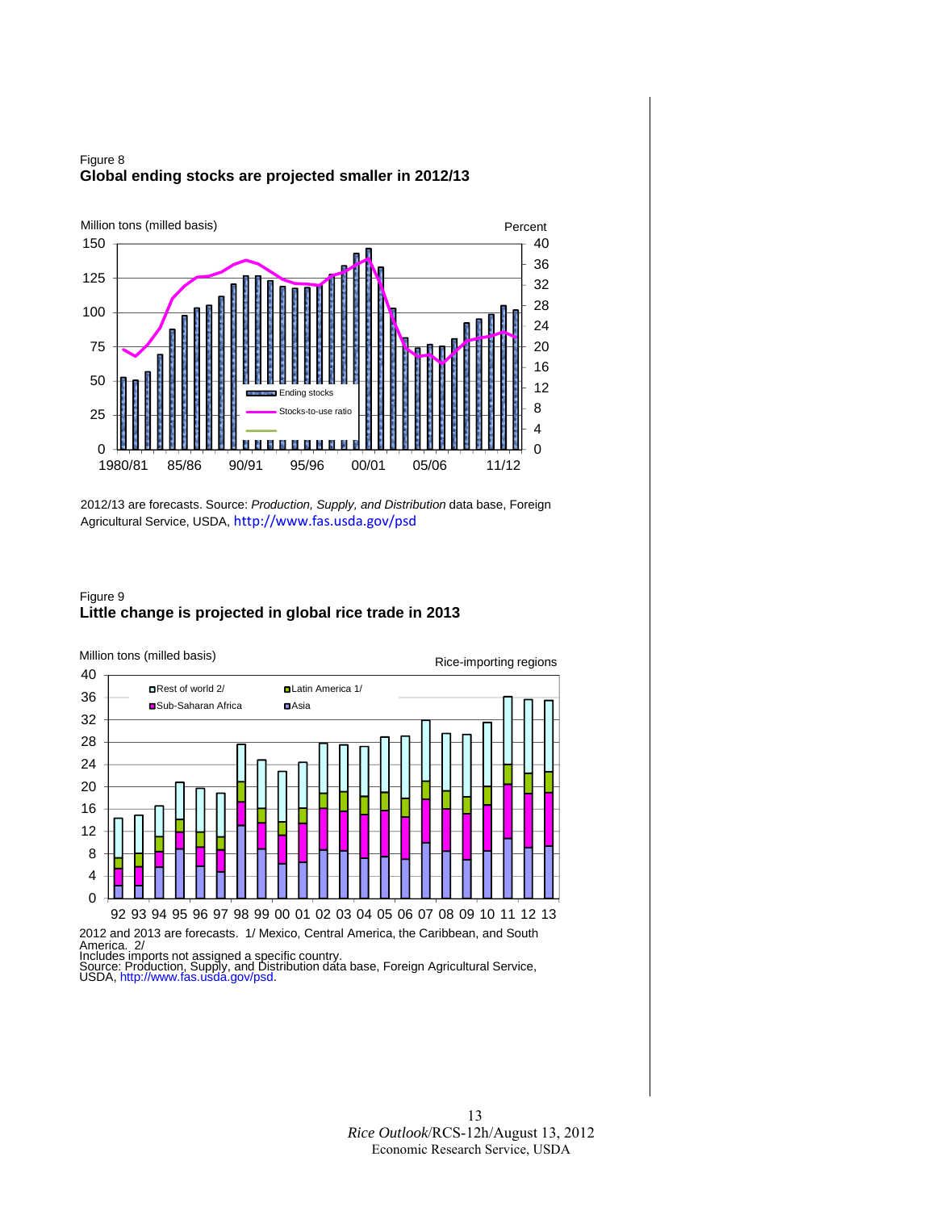Figure 8
**Global ending stocks are projected smaller in 2012/13**

2012/13 are forecasts. Source: *Production, Supply, and Distribution* data base, Foreign Agricultural Service, USDA, http://www.fas.usda.gov/psd

Figure 9
**Little change is projected in global rice trade in 2013**

2012 and 2013 are forecasts. 1/ Mexico, Central America, the Caribbean, and South America. 2/ Includes imports not assigned a specific country.
Source: Production, Supply, and Distribution data base, Foreign Agricultural Service, USDA, http://www.fas.usda.gov/psd.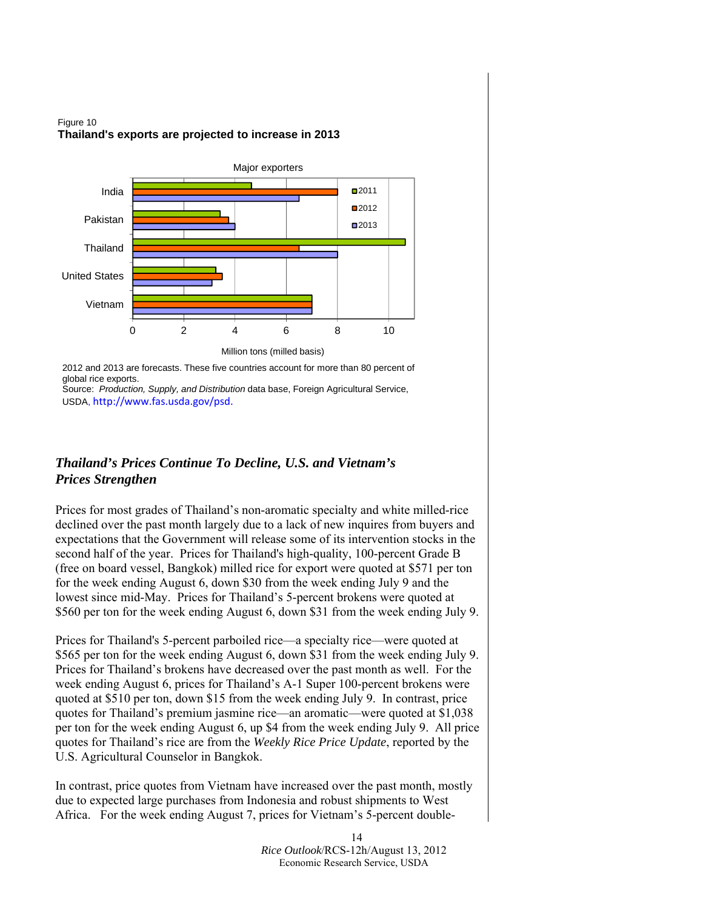Figure 10
**Thailand's exports are projected to increase in 2013**

Major exporters

2012 and 2013 are forecasts. These five countries account for more than 80 percent of global rice exports.
Source: *Production, Supply, and Distribution* data base, Foreign Agricultural Service, USDA, http://www.fas.usda.gov/psd.

## *Thailand's Prices Continue To Decline, U.S. and Vietnam's Prices Strengthen*

Prices for most grades of Thailand's non-aromatic specialty and white milled-rice declined over the past month largely due to a lack of new inquires from buyers and expectations that the Government will release some of its intervention stocks in the second half of the year. Prices for Thailand's high-quality, 100-percent Grade B (free on board vessel, Bangkok) milled rice for export were quoted at $571 per ton for the week ending August 6, down $30 from the week ending July 9 and the lowest since mid-May. Prices for Thailand's 5-percent brokens were quoted at $560 per ton for the week ending August 6, down $31 from the week ending July 9.

Prices for Thailand's 5-percent parboiled rice—a specialty rice—were quoted at $565 per ton for the week ending August 6, down $31 from the week ending July 9. Prices for Thailand's brokens have decreased over the past month as well. For the week ending August 6, prices for Thailand's A-1 Super 100-percent brokens were quoted at $510 per ton, down $15 from the week ending July 9. In contrast, price quotes for Thailand's premium jasmine rice—an aromatic—were quoted at $1,038 per ton for the week ending August 6, up $4 from the week ending July 9. All price quotes for Thailand's rice are from the *Weekly Rice Price Update*, reported by the U.S. Agricultural Counselor in Bangkok.

In contrast, price quotes from Vietnam have increased over the past month, mostly due to expected large purchases from Indonesia and robust shipments to West Africa. For the week ending August 7, prices for Vietnam's 5-percent double-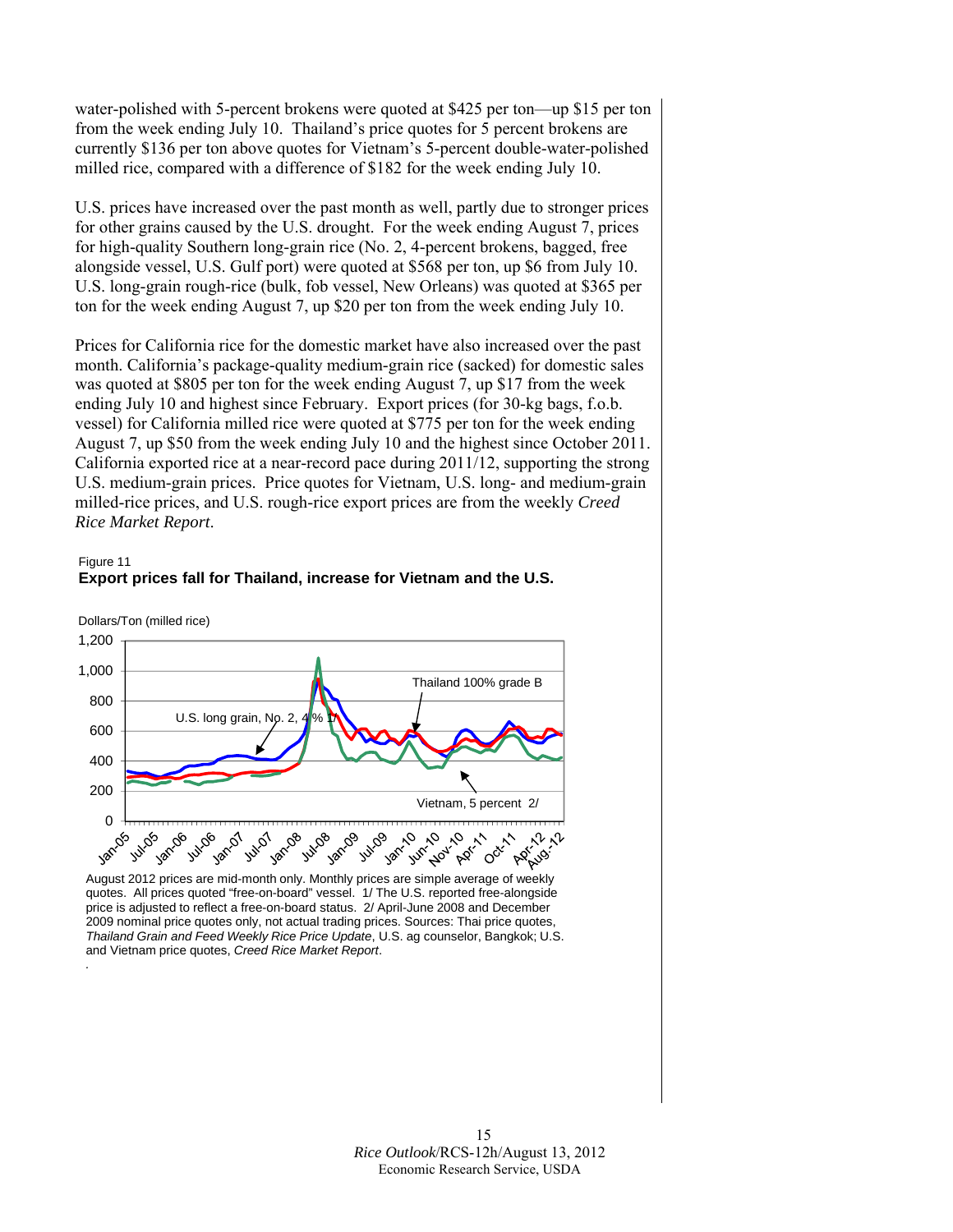water-polished with 5-percent brokens were quoted at $425 per ton—up $15 per ton from the week ending July 10. Thailand's price quotes for 5 percent brokens are currently $136 per ton above quotes for Vietnam's 5-percent double-water-polished milled rice, compared with a difference of $182 for the week ending July 10.

U.S. prices have increased over the past month as well, partly due to stronger prices for other grains caused by the U.S. drought. For the week ending August 7, prices for high-quality Southern long-grain rice (No. 2, 4-percent brokens, bagged, free alongside vessel, U.S. Gulf port) were quoted at $568 per ton, up $6 from July 10. U.S. long-grain rough-rice (bulk, fob vessel, New Orleans) was quoted at $365 per ton for the week ending August 7, up $20 per ton from the week ending July 10.

Prices for California rice for the domestic market have also increased over the past month. California's package-quality medium-grain rice (sacked) for domestic sales was quoted at $805 per ton for the week ending August 7, up $17 from the week ending July 10 and highest since February. Export prices (for 30-kg bags, f.o.b. vessel) for California milled rice were quoted at $775 per ton for the week ending August 7, up $50 from the week ending July 10 and the highest since October 2011. California exported rice at a near-record pace during 2011/12, supporting the strong U.S. medium-grain prices. Price quotes for Vietnam, U.S. long- and medium-grain milled-rice prices, and U.S. rough-rice export prices are from the weekly *Creed Rice Market Report*.

Figure 11

**Export prices fall for Thailand, increase for Vietnam and the U.S.**

Dollars/Ton (milled rice)

August 2012 prices are mid-month only. Monthly prices are simple average of weekly quotes. All prices quoted "free-on-board" vessel. 1/ The U.S. reported free-alongside price is adjusted to reflect a free-on-board status. 2/ April-June 2008 and December 2009 nominal price quotes only, not actual trading prices. Sources: Thai price quotes, *Thailand Grain and Feed Weekly Rice Price Update*, U.S. ag counselor, Bangkok; U.S. and Vietnam price quotes, *Creed Rice Market Report*.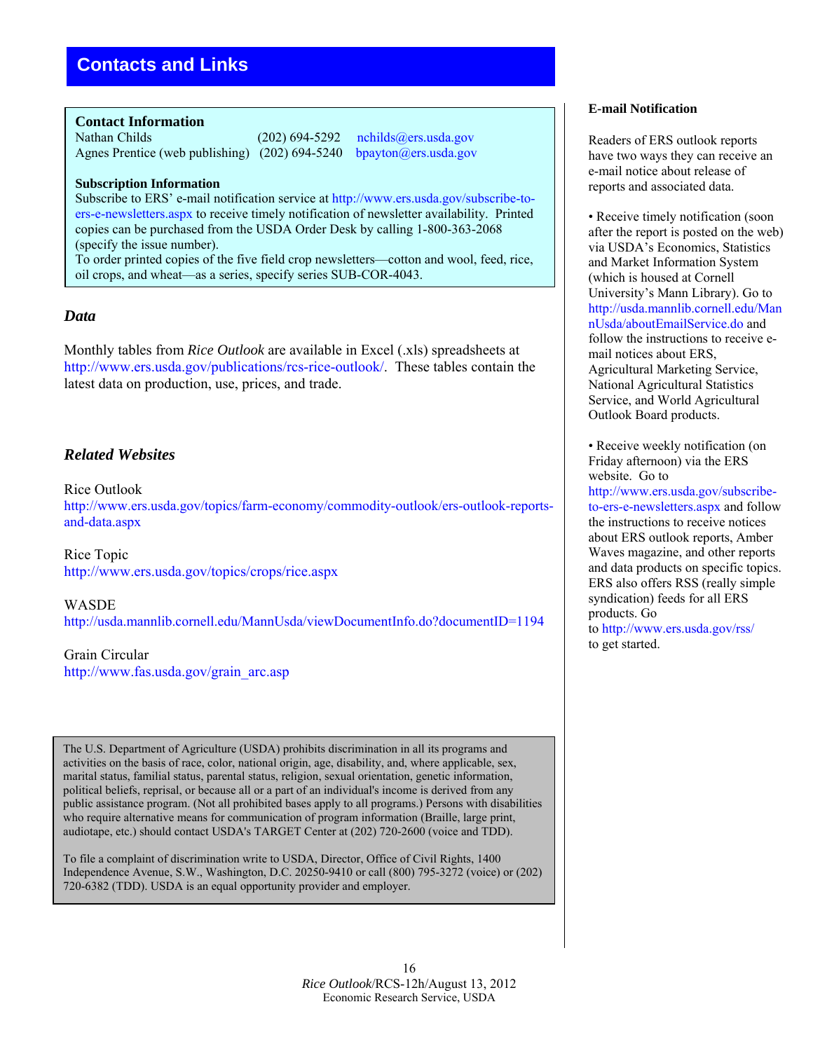# Contacts and Links

**Contact Information**

Nathan Childs (202) 694-5292 nchilds@ers.usda.gov
Agnes Prentice (web publishing) (202) 694-5240 bpayton@ers.usda.gov

**Subscription Information**

Subscribe to ERS' e-mail notification service at http://www.ers.usda.gov/subscribe-to-ers-e-newsletters.aspx to receive timely notification of newsletter availability. Printed copies can be purchased from the USDA Order Desk by calling 1-800-363-2068 (specify the issue number).
To order printed copies of the five field crop newsletters—cotton and wool, feed, rice, oil crops, and wheat—as a series, specify series SUB-COR-4043.

## *Data*

Monthly tables from *Rice Outlook* are available in Excel (.xls) spreadsheets at http://www.ers.usda.gov/publications/rcs-rice-outlook/. These tables contain the latest data on production, use, prices, and trade.

## *Related Websites*

Rice Outlook
http://www.ers.usda.gov/topics/farm-economy/commodity-outlook/ers-outlook-reports-and-data.aspx

Rice Topic
http://www.ers.usda.gov/topics/crops/rice.aspx

WASDE
http://usda.mannlib.cornell.edu/MannUsda/viewDocumentInfo.do?documentID=1194

Grain Circular
http://www.fas.usda.gov/grain_arc.asp

**E-mail Notification**

Readers of ERS outlook reports have two ways they can receive an e-mail notice about release of reports and associated data.

- Receive timely notification (soon after the report is posted on the web) via USDA's Economics, Statistics and Market Information System (which is housed at Cornell University's Mann Library). Go to http://usda.mannlib.cornell.edu/MannUsda/aboutEmailService.do and follow the instructions to receive e-mail notices about ERS, Agricultural Marketing Service, National Agricultural Statistics Service, and World Agricultural Outlook Board products.

- Receive weekly notification (on Friday afternoon) via the ERS website. Go to http://www.ers.usda.gov/subscribe-to-ers-e-newsletters.aspx and follow the instructions to receive notices about ERS outlook reports, Amber Waves magazine, and other reports and data products on specific topics. ERS also offers RSS (really simple syndication) feeds for all ERS products. Go to http://www.ers.usda.gov/rss/ to get started.

The U.S. Department of Agriculture (USDA) prohibits discrimination in all its programs and activities on the basis of race, color, national origin, age, disability, and, where applicable, sex, marital status, familial status, parental status, religion, sexual orientation, genetic information, political beliefs, reprisal, or because all or a part of an individual's income is derived from any public assistance program. (Not all prohibited bases apply to all programs.) Persons with disabilities who require alternative means for communication of program information (Braille, large print, audiotape, etc.) should contact USDA's TARGET Center at (202) 720-2600 (voice and TDD).

To file a complaint of discrimination write to USDA, Director, Office of Civil Rights, 1400 Independence Avenue, S.W., Washington, D.C. 20250-9410 or call (800) 795-3272 (voice) or (202) 720-6382 (TDD). USDA is an equal opportunity provider and employer.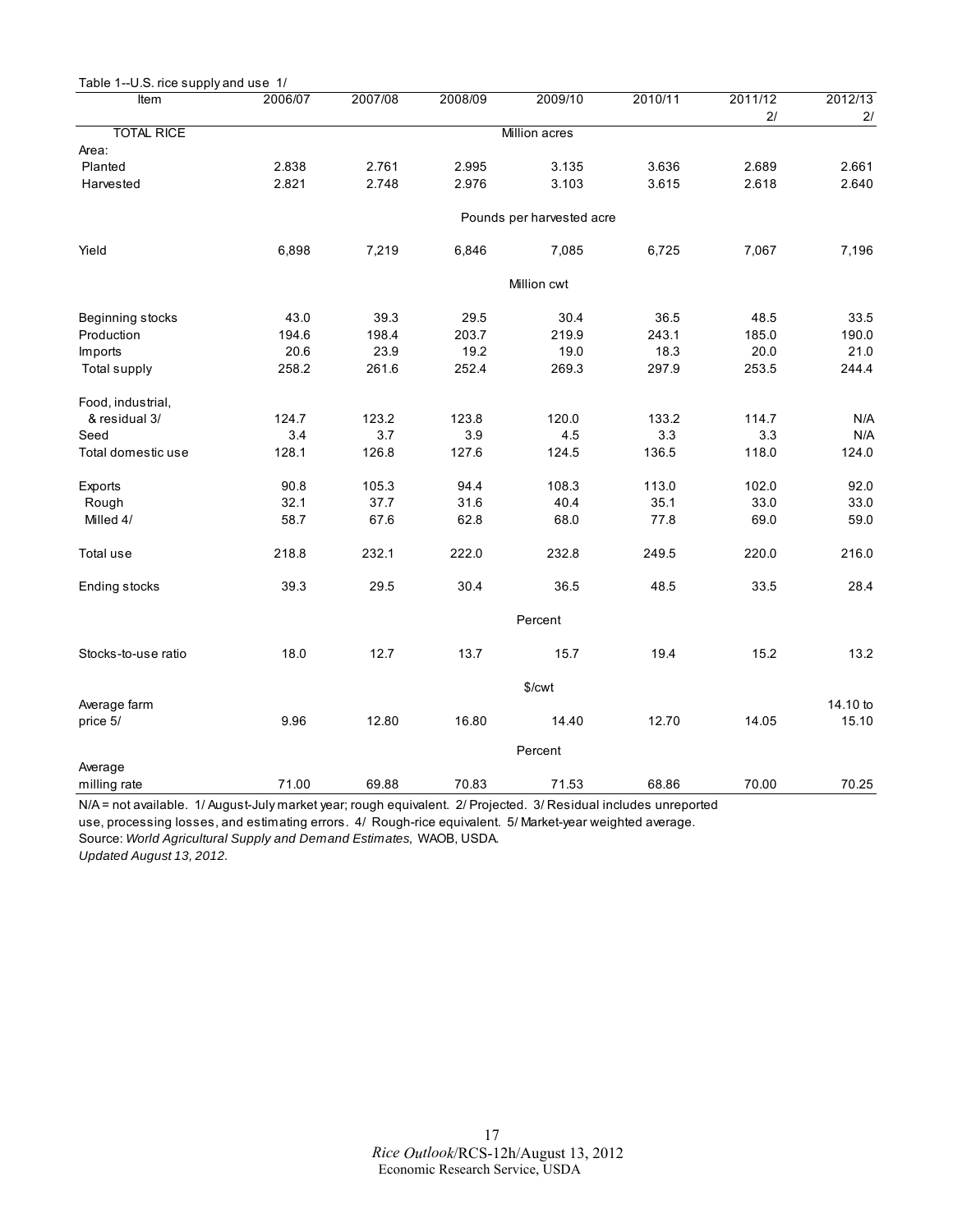Table 1--U.S. rice supply and use 1/

| Item | 2006/07 | 2007/08 | 2008/09 | 2009/10 | 2010/11 | 2011/12 2/ | 2012/13 2/ |
|---|---|---|---|---|---|---|---|
| TOTAL RICE | | | | Million acres | | | |
| Area: | | | | | | | |
| Planted | 2.838 | 2.761 | 2.995 | 3.135 | 3.636 | 2.689 | 2.661 |
| Harvested | 2.821 | 2.748 | 2.976 | 3.103 | 3.615 | 2.618 | 2.640 |
| | | | | Pounds per harvested acre | | | |
| Yield | 6,898 | 7,219 | 6,846 | 7,085 | 6,725 | 7,067 | 7,196 |
| | | | | Million cwt | | | |
| Beginning stocks | 43.0 | 39.3 | 29.5 | 30.4 | 36.5 | 48.5 | 33.5 |
| Production | 194.6 | 198.4 | 203.7 | 219.9 | 243.1 | 185.0 | 190.0 |
| Imports | 20.6 | 23.9 | 19.2 | 19.0 | 18.3 | 20.0 | 21.0 |
| Total supply | 258.2 | 261.6 | 252.4 | 269.3 | 297.9 | 253.5 | 244.4 |
| Food, industrial, & residual 3/ | 124.7 | 123.2 | 123.8 | 120.0 | 133.2 | 114.7 | N/A |
| Seed | 3.4 | 3.7 | 3.9 | 4.5 | 3.3 | 3.3 | N/A |
| Total domestic use | 128.1 | 126.8 | 127.6 | 124.5 | 136.5 | 118.0 | 124.0 |
| Exports | 90.8 | 105.3 | 94.4 | 108.3 | 113.0 | 102.0 | 92.0 |
| Rough | 32.1 | 37.7 | 31.6 | 40.4 | 35.1 | 33.0 | 33.0 |
| Milled 4/ | 58.7 | 67.6 | 62.8 | 68.0 | 77.8 | 69.0 | 59.0 |
| Total use | 218.8 | 232.1 | 222.0 | 232.8 | 249.5 | 220.0 | 216.0 |
| Ending stocks | 39.3 | 29.5 | 30.4 | 36.5 | 48.5 | 33.5 | 28.4 |
| | | | | Percent | | | |
| Stocks-to-use ratio | 18.0 | 12.7 | 13.7 | 15.7 | 19.4 | 15.2 | 13.2 |
| | | | | $/cwt | | | |
| Average farm price 5/ | 9.96 | 12.80 | 16.80 | 14.40 | 12.70 | 14.05 | 14.10 to 15.10 |
| | | | | Percent | | | |
| Average milling rate | 71.00 | 69.88 | 70.83 | 71.53 | 68.86 | 70.00 | 70.25 |

N/A = not available. 1/ August-July market year; rough equivalent. 2/ Projected. 3/ Residual includes unreported use, processing losses, and estimating errors. 4/ Rough-rice equivalent. 5/ Market-year weighted average.

Source: *World Agricultural Supply and Demand Estimates,* WAOB, USDA.

*Updated August 13, 2012.*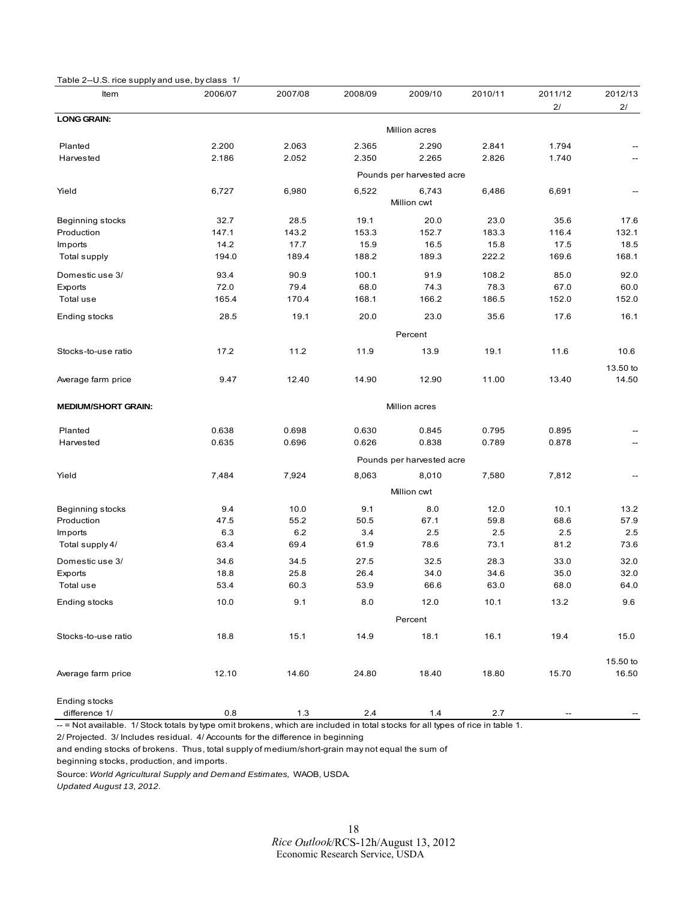Table 2--U.S. rice supply and use, by class 1/

| Item | 2006/07 | 2007/08 | 2008/09 | 2009/10 | 2010/11 | 2011/12 2/ | 2012/13 2/ |
|---|---|---|---|---|---|---|---|
| **LONG GRAIN:** | | | | | | | |
| | | | | Million acres | | | |
| Planted | 2.200 | 2.063 | 2.365 | 2.290 | 2.841 | 1.794 | -- |
| Harvested | 2.186 | 2.052 | 2.350 | 2.265 | 2.826 | 1.740 | -- |
| | | | | Pounds per harvested acre | | | |
| Yield | 6,727 | 6,980 | 6,522 | 6,743 | 6,486 | 6,691 | -- |
| | | | | Million cwt | | | |
| Beginning stocks | 32.7 | 28.5 | 19.1 | 20.0 | 23.0 | 35.6 | 17.6 |
| Production | 147.1 | 143.2 | 153.3 | 152.7 | 183.3 | 116.4 | 132.1 |
| Imports | 14.2 | 17.7 | 15.9 | 16.5 | 15.8 | 17.5 | 18.5 |
| Total supply | 194.0 | 189.4 | 188.2 | 189.3 | 222.2 | 169.6 | 168.1 |
| Domestic use 3/ | 93.4 | 90.9 | 100.1 | 91.9 | 108.2 | 85.0 | 92.0 |
| Exports | 72.0 | 79.4 | 68.0 | 74.3 | 78.3 | 67.0 | 60.0 |
| Total use | 165.4 | 170.4 | 168.1 | 166.2 | 186.5 | 152.0 | 152.0 |
| Ending stocks | 28.5 | 19.1 | 20.0 | 23.0 | 35.6 | 17.6 | 16.1 |
| | | | | Percent | | | |
| Stocks-to-use ratio | 17.2 | 11.2 | 11.9 | 13.9 | 19.1 | 11.6 | 10.6 |
| Average farm price | 9.47 | 12.40 | 14.90 | 12.90 | 11.00 | 13.40 | 13.50 to 14.50 |
| **MEDIUM/SHORT GRAIN:** | | | | Million acres | | | |
| Planted | 0.638 | 0.698 | 0.630 | 0.845 | 0.795 | 0.895 | -- |
| Harvested | 0.635 | 0.696 | 0.626 | 0.838 | 0.789 | 0.878 | -- |
| | | | | Pounds per harvested acre | | | |
| Yield | 7,484 | 7,924 | 8,063 | 8,010 | 7,580 | 7,812 | -- |
| | | | | Million cwt | | | |
| Beginning stocks | 9.4 | 10.0 | 9.1 | 8.0 | 12.0 | 10.1 | 13.2 |
| Production | 47.5 | 55.2 | 50.5 | 67.1 | 59.8 | 68.6 | 57.9 |
| Imports | 6.3 | 6.2 | 3.4 | 2.5 | 2.5 | 2.5 | 2.5 |
| Total supply 4/ | 63.4 | 69.4 | 61.9 | 78.6 | 73.1 | 81.2 | 73.6 |
| Domestic use 3/ | 34.6 | 34.5 | 27.5 | 32.5 | 28.3 | 33.0 | 32.0 |
| Exports | 18.8 | 25.8 | 26.4 | 34.0 | 34.6 | 35.0 | 32.0 |
| Total use | 53.4 | 60.3 | 53.9 | 66.6 | 63.0 | 68.0 | 64.0 |
| Ending stocks | 10.0 | 9.1 | 8.0 | 12.0 | 10.1 | 13.2 | 9.6 |
| | | | | Percent | | | |
| Stocks-to-use ratio | 18.8 | 15.1 | 14.9 | 18.1 | 16.1 | 19.4 | 15.0 |
| Average farm price | 12.10 | 14.60 | 24.80 | 18.40 | 18.80 | 15.70 | 15.50 to 16.50 |
| Ending stocks difference 1/ | 0.8 | 1.3 | 2.4 | 1.4 | 2.7 | -- | -- |

-- = Not available. 1/ Stock totals by type omit brokens, which are included in total stocks for all types of rice in table 1.
2/ Projected. 3/ Includes residual. 4/ Accounts for the difference in beginning and ending stocks of brokens. Thus, total supply of medium/short-grain may not equal the sum of beginning stocks, production, and imports.

Source: *World Agricultural Supply and Demand Estimates,* WAOB, USDA.

*Updated August 13, 2012.*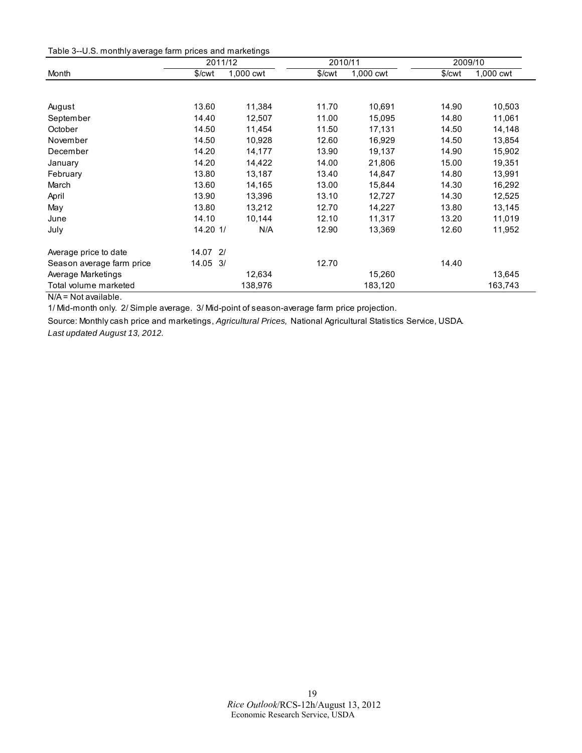Table 3--U.S. monthly average farm prices and marketings

| Month | 2011/12 | | 2010/11 | | 2009/10 | |
|---|---|---|---|---|---|---|
| | $/cwt | 1,000 cwt | $/cwt | 1,000 cwt | $/cwt | 1,000 cwt |
| August | 13.60 | 11,384 | 11.70 | 10,691 | 14.90 | 10,503 |
| September | 14.40 | 12,507 | 11.00 | 15,095 | 14.80 | 11,061 |
| October | 14.50 | 11,454 | 11.50 | 17,131 | 14.50 | 14,148 |
| November | 14.50 | 10,928 | 12.60 | 16,929 | 14.50 | 13,854 |
| December | 14.20 | 14,177 | 13.90 | 19,137 | 14.90 | 15,902 |
| January | 14.20 | 14,422 | 14.00 | 21,806 | 15.00 | 19,351 |
| February | 13.80 | 13,187 | 13.40 | 14,847 | 14.80 | 13,991 |
| March | 13.60 | 14,165 | 13.00 | 15,844 | 14.30 | 16,292 |
| April | 13.90 | 13,396 | 13.10 | 12,727 | 14.30 | 12,525 |
| May | 13.80 | 13,212 | 12.70 | 14,227 | 13.80 | 13,145 |
| June | 14.10 | 10,144 | 12.10 | 11,317 | 13.20 | 11,019 |
| July | 14.20 1/ | N/A | 12.90 | 13,369 | 12.60 | 11,952 |
| Average price to date | 14.07 2/ | | | | | |
| Season average farm price | 14.05 3/ | | 12.70 | | 14.40 | |
| Average Marketings | | 12,634 | | 15,260 | | 13,645 |
| Total volume marketed | | 138,976 | | 183,120 | | 163,743 |

N/A = Not available.

1/ Mid-month only. 2/ Simple average. 3/ Mid-point of season-average farm price projection.

Source: Monthly cash price and marketings, *Agricultural Prices,* National Agricultural Statistics Service, USDA.

*Last updated August 13, 2012.*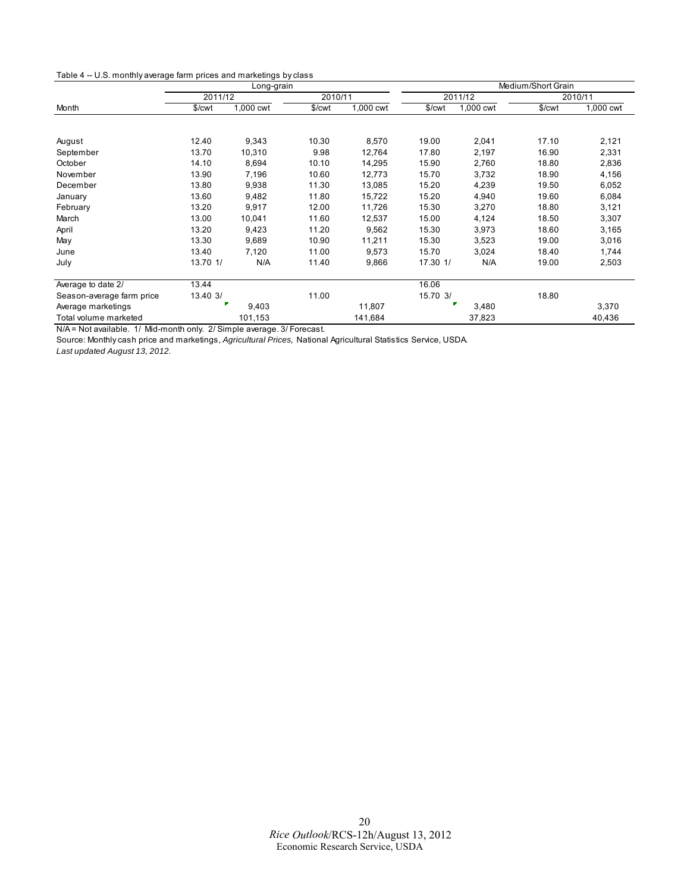Table 4 -- U.S. monthly average farm prices and marketings by class

| | Long-grain | | | | Medium/Short Grain | | | |
|---|---|---|---|---|---|---|---|---|
| | 2011/12 | | 2010/11 | | 2011/12 | | 2010/11 | |
| Month | $/cwt | 1,000 cwt | $/cwt | 1,000 cwt | $/cwt | 1,000 cwt | $/cwt | 1,000 cwt |
| August | 12.40 | 9,343 | 10.30 | 8,570 | 19.00 | 2,041 | 17.10 | 2,121 |
| September | 13.70 | 10,310 | 9.98 | 12,764 | 17.80 | 2,197 | 16.90 | 2,331 |
| October | 14.10 | 8,694 | 10.10 | 14,295 | 15.90 | 2,760 | 18.80 | 2,836 |
| November | 13.90 | 7,196 | 10.60 | 12,773 | 15.70 | 3,732 | 18.90 | 4,156 |
| December | 13.80 | 9,938 | 11.30 | 13,085 | 15.20 | 4,239 | 19.50 | 6,052 |
| January | 13.60 | 9,482 | 11.80 | 15,722 | 15.20 | 4,940 | 19.60 | 6,084 |
| February | 13.20 | 9,917 | 12.00 | 11,726 | 15.30 | 3,270 | 18.80 | 3,121 |
| March | 13.00 | 10,041 | 11.60 | 12,537 | 15.00 | 4,124 | 18.50 | 3,307 |
| April | 13.20 | 9,423 | 11.20 | 9,562 | 15.30 | 3,973 | 18.60 | 3,165 |
| May | 13.30 | 9,689 | 10.90 | 11,211 | 15.30 | 3,523 | 19.00 | 3,016 |
| June | 13.40 | 7,120 | 11.00 | 9,573 | 15.70 | 3,024 | 18.40 | 1,744 |
| July | 13.70 1/ | N/A | 11.40 | 9,866 | 17.30 1/ | N/A | 19.00 | 2,503 |
| Average to date 2/ | 13.44 | | | | 16.06 | | | |
| Season-average farm price | 13.40 3/ | | 11.00 | | 15.70 3/ | | 18.80 | |
| Average marketings | | 9,403 | | 11,807 | | 3,480 | | 3,370 |
| Total volume marketed | | 101,153 | | 141,684 | | 37,823 | | 40,436 |

N/A = Not available. 1/ Mid-month only. 2/ Simple average. 3/ Forecast.

Source: Monthly cash price and marketings, *Agricultural Prices,* National Agricultural Statistics Service, USDA.

*Last updated August 13, 2012.*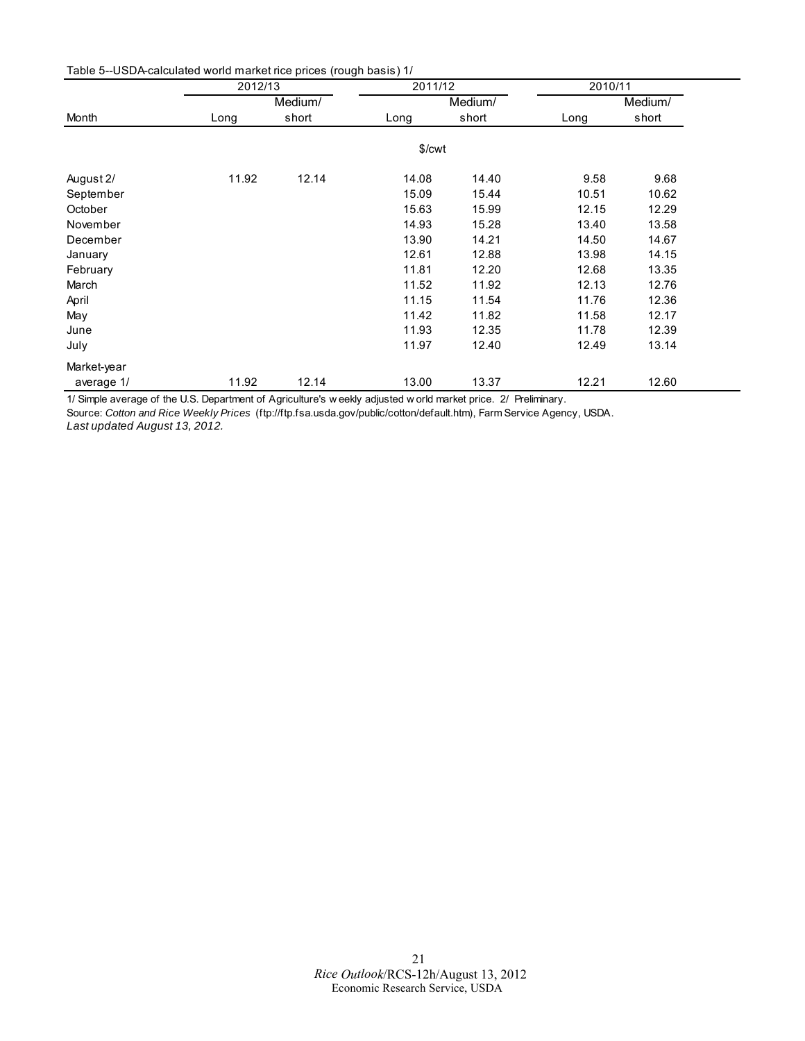Table 5--USDA-calculated world market rice prices (rough basis) 1/

| Month | 2012/13 | | 2011/12 | | 2010/11 | |
|---|---|---|---|---|---|---|
| | Long | Medium/ short | Long | Medium/ short | Long | Medium/ short |
| | $/cwt | | | | | |
| August 2/ | 11.92 | 12.14 | 14.08 | 14.40 | 9.58 | 9.68 |
| September | | | 15.09 | 15.44 | 10.51 | 10.62 |
| October | | | 15.63 | 15.99 | 12.15 | 12.29 |
| November | | | 14.93 | 15.28 | 13.40 | 13.58 |
| December | | | 13.90 | 14.21 | 14.50 | 14.67 |
| January | | | 12.61 | 12.88 | 13.98 | 14.15 |
| February | | | 11.81 | 12.20 | 12.68 | 13.35 |
| March | | | 11.52 | 11.92 | 12.13 | 12.76 |
| April | | | 11.15 | 11.54 | 11.76 | 12.36 |
| May | | | 11.42 | 11.82 | 11.58 | 12.17 |
| June | | | 11.93 | 12.35 | 11.78 | 12.39 |
| July | | | 11.97 | 12.40 | 12.49 | 13.14 |
| Market-year average 1/ | 11.92 | 12.14 | 13.00 | 13.37 | 12.21 | 12.60 |

1/ Simple average of the U.S. Department of Agriculture's weekly adjusted world market price. 2/ Preliminary.

Source: *Cotton and Rice Weekly Prices* (ftp://ftp.fsa.usda.gov/public/cotton/default.htm), Farm Service Agency, USDA.

*Last updated August 13, 2012.*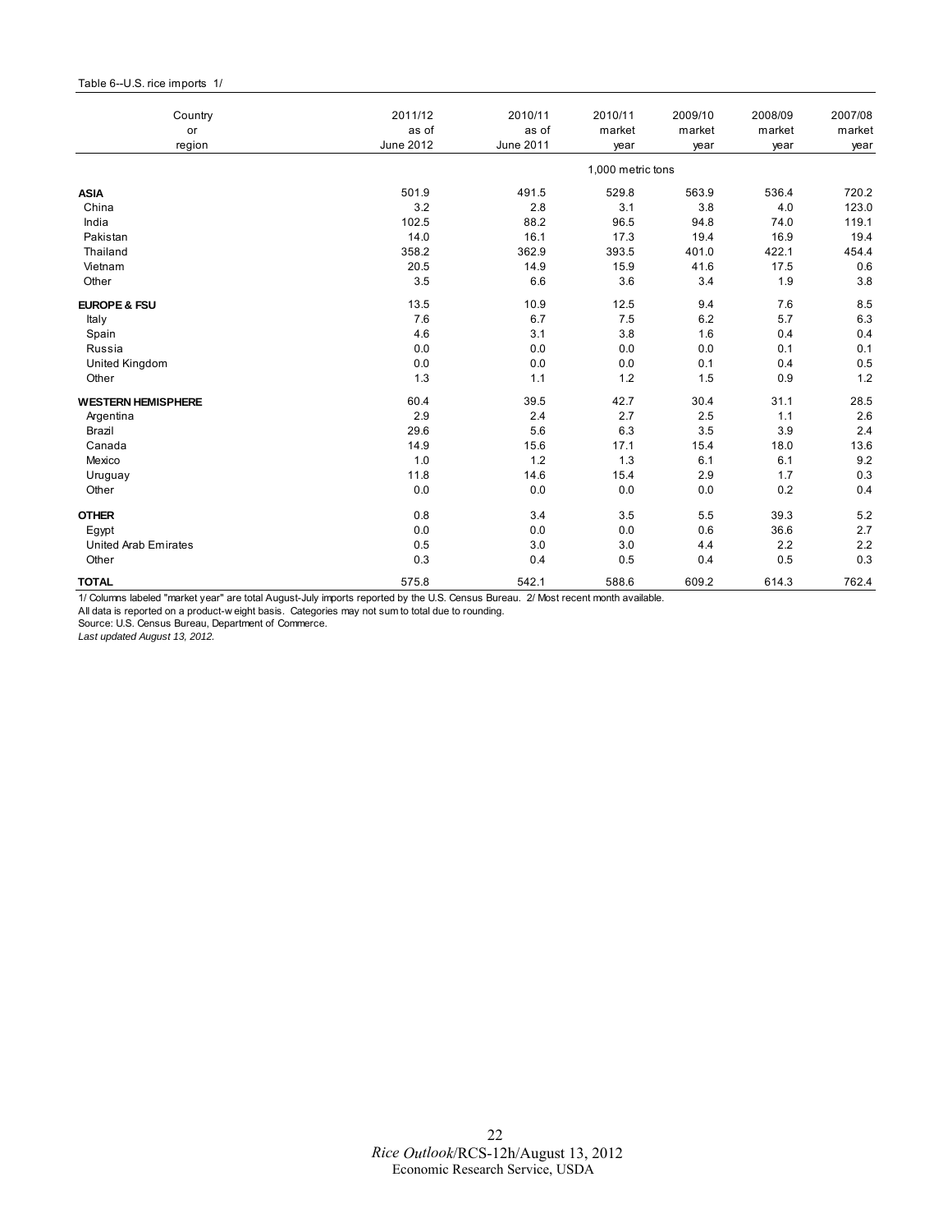Table 6--U.S. rice imports 1/

| Country or region | 2011/12 as of June 2012 | 2010/11 as of June 2011 | 2010/11 market year | 2009/10 market year | 2008/09 market year | 2007/08 market year |
|---|---|---|---|---|---|---|
| | | | 1,000 metric tons | | | |
| **ASIA** | 501.9 | 491.5 | 529.8 | 563.9 | 536.4 | 720.2 |
| China | 3.2 | 2.8 | 3.1 | 3.8 | 4.0 | 123.0 |
| India | 102.5 | 88.2 | 96.5 | 94.8 | 74.0 | 119.1 |
| Pakistan | 14.0 | 16.1 | 17.3 | 19.4 | 16.9 | 19.4 |
| Thailand | 358.2 | 362.9 | 393.5 | 401.0 | 422.1 | 454.4 |
| Vietnam | 20.5 | 14.9 | 15.9 | 41.6 | 17.5 | 0.6 |
| Other | 3.5 | 6.6 | 3.6 | 3.4 | 1.9 | 3.8 |
| **EUROPE & FSU** | 13.5 | 10.9 | 12.5 | 9.4 | 7.6 | 8.5 |
| Italy | 7.6 | 6.7 | 7.5 | 6.2 | 5.7 | 6.3 |
| Spain | 4.6 | 3.1 | 3.8 | 1.6 | 0.4 | 0.4 |
| Russia | 0.0 | 0.0 | 0.0 | 0.0 | 0.1 | 0.1 |
| United Kingdom | 0.0 | 0.0 | 0.0 | 0.1 | 0.4 | 0.5 |
| Other | 1.3 | 1.1 | 1.2 | 1.5 | 0.9 | 1.2 |
| **WESTERN HEMISPHERE** | 60.4 | 39.5 | 42.7 | 30.4 | 31.1 | 28.5 |
| Argentina | 2.9 | 2.4 | 2.7 | 2.5 | 1.1 | 2.6 |
| Brazil | 29.6 | 5.6 | 6.3 | 3.5 | 3.9 | 2.4 |
| Canada | 14.9 | 15.6 | 17.1 | 15.4 | 18.0 | 13.6 |
| Mexico | 1.0 | 1.2 | 1.3 | 6.1 | 6.1 | 9.2 |
| Uruguay | 11.8 | 14.6 | 15.4 | 2.9 | 1.7 | 0.3 |
| Other | 0.0 | 0.0 | 0.0 | 0.0 | 0.2 | 0.4 |
| **OTHER** | 0.8 | 3.4 | 3.5 | 5.5 | 39.3 | 5.2 |
| Egypt | 0.0 | 0.0 | 0.0 | 0.6 | 36.6 | 2.7 |
| United Arab Emirates | 0.5 | 3.0 | 3.0 | 4.4 | 2.2 | 2.2 |
| Other | 0.3 | 0.4 | 0.5 | 0.4 | 0.5 | 0.3 |
| **TOTAL** | 575.8 | 542.1 | 588.6 | 609.2 | 614.3 | 762.4 |

1/ Columns labeled "market year" are total August-July imports reported by the U.S. Census Bureau. 2/ Most recent month available.
All data is reported on a product-weight basis. Categories may not sum to total due to rounding.
Source: U.S. Census Bureau, Department of Commerce.
*Last updated August 13, 2012.*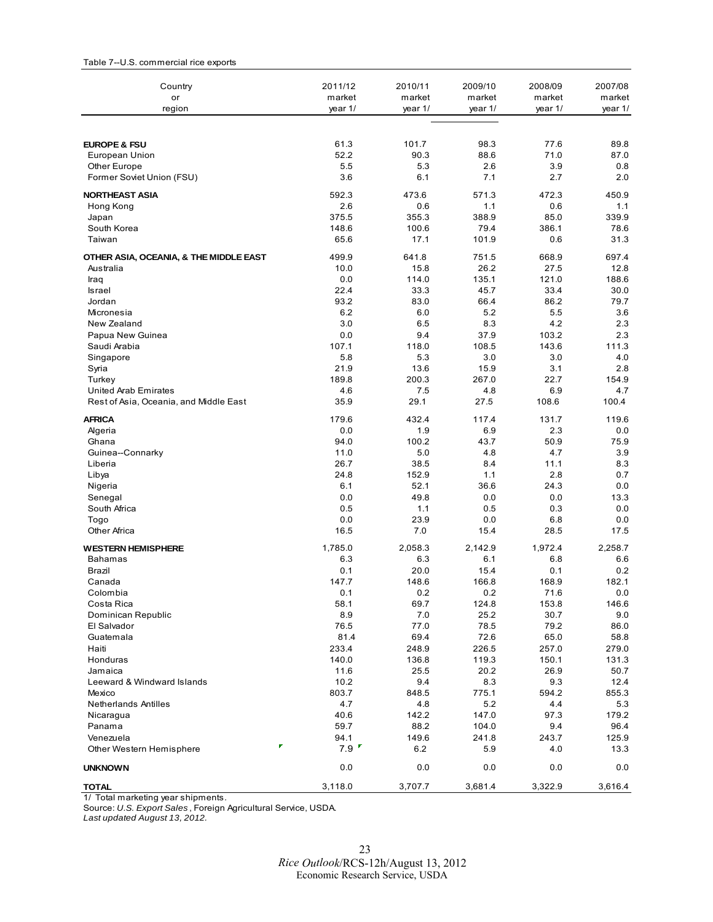Table 7--U.S. commercial rice exports

| Country or region | 2011/12 market year 1/ | 2010/11 market year 1/ | 2009/10 market year 1/ | 2008/09 market year 1/ | 2007/08 market year 1/ |
|---|---|---|---|---|---|
| **EUROPE & FSU** | 61.3 | 101.7 | 98.3 | 77.6 | 89.8 |
| European Union | 52.2 | 90.3 | 88.6 | 71.0 | 87.0 |
| Other Europe | 5.5 | 5.3 | 2.6 | 3.9 | 0.8 |
| Former Soviet Union (FSU) | 3.6 | 6.1 | 7.1 | 2.7 | 2.0 |
| **NORTHEAST ASIA** | 592.3 | 473.6 | 571.3 | 472.3 | 450.9 |
| Hong Kong | 2.6 | 0.6 | 1.1 | 0.6 | 1.1 |
| Japan | 375.5 | 355.3 | 388.9 | 85.0 | 339.9 |
| South Korea | 148.6 | 100.6 | 79.4 | 386.1 | 78.6 |
| Taiwan | 65.6 | 17.1 | 101.9 | 0.6 | 31.3 |
| **OTHER ASIA, OCEANIA, & THE MIDDLE EAST** | 499.9 | 641.8 | 751.5 | 668.9 | 697.4 |
| Australia | 10.0 | 15.8 | 26.2 | 27.5 | 12.8 |
| Iraq | 0.0 | 114.0 | 135.1 | 121.0 | 188.6 |
| Israel | 22.4 | 33.3 | 45.7 | 33.4 | 30.0 |
| Jordan | 93.2 | 83.0 | 66.4 | 86.2 | 79.7 |
| Micronesia | 6.2 | 6.0 | 5.2 | 5.5 | 3.6 |
| New Zealand | 3.0 | 6.5 | 8.3 | 4.2 | 2.3 |
| Papua New Guinea | 0.0 | 9.4 | 37.9 | 103.2 | 2.3 |
| Saudi Arabia | 107.1 | 118.0 | 108.5 | 143.6 | 111.3 |
| Singapore | 5.8 | 5.3 | 3.0 | 3.0 | 4.0 |
| Syria | 21.9 | 13.6 | 15.9 | 3.1 | 2.8 |
| Turkey | 189.8 | 200.3 | 267.0 | 22.7 | 154.9 |
| United Arab Emirates | 4.6 | 7.5 | 4.8 | 6.9 | 4.7 |
| Rest of Asia, Oceania, and Middle East | 35.9 | 29.1 | 27.5 | 108.6 | 100.4 |
| **AFRICA** | 179.6 | 432.4 | 117.4 | 131.7 | 119.6 |
| Algeria | 0.0 | 1.9 | 6.9 | 2.3 | 0.0 |
| Ghana | 94.0 | 100.2 | 43.7 | 50.9 | 75.9 |
| Guinea--Connarky | 11.0 | 5.0 | 4.8 | 4.7 | 3.9 |
| Liberia | 26.7 | 38.5 | 8.4 | 11.1 | 8.3 |
| Libya | 24.8 | 152.9 | 1.1 | 2.8 | 0.7 |
| Nigeria | 6.1 | 52.1 | 36.6 | 24.3 | 0.0 |
| Senegal | 0.0 | 49.8 | 0.0 | 0.0 | 13.3 |
| South Africa | 0.5 | 1.1 | 0.5 | 0.3 | 0.0 |
| Togo | 0.0 | 23.9 | 0.0 | 6.8 | 0.0 |
| Other Africa | 16.5 | 7.0 | 15.4 | 28.5 | 17.5 |
| **WESTERN HEMISPHERE** | 1,785.0 | 2,058.3 | 2,142.9 | 1,972.4 | 2,258.7 |
| Bahamas | 6.3 | 6.3 | 6.1 | 6.8 | 6.6 |
| Brazil | 0.1 | 20.0 | 15.4 | 0.1 | 0.2 |
| Canada | 147.7 | 148.6 | 166.8 | 168.9 | 182.1 |
| Colombia | 0.1 | 0.2 | 0.2 | 71.6 | 0.0 |
| Costa Rica | 58.1 | 69.7 | 124.8 | 153.8 | 146.6 |
| Dominican Republic | 8.9 | 7.0 | 25.2 | 30.7 | 9.0 |
| El Salvador | 76.5 | 77.0 | 78.5 | 79.2 | 86.0 |
| Guatemala | 81.4 | 69.4 | 72.6 | 65.0 | 58.8 |
| Haiti | 233.4 | 248.9 | 226.5 | 257.0 | 279.0 |
| Honduras | 140.0 | 136.8 | 119.3 | 150.1 | 131.3 |
| Jamaica | 11.6 | 25.5 | 20.2 | 26.9 | 50.7 |
| Leeward & Windward Islands | 10.2 | 9.4 | 8.3 | 9.3 | 12.4 |
| Mexico | 803.7 | 848.5 | 775.1 | 594.2 | 855.3 |
| Netherlands Antilles | 4.7 | 4.8 | 5.2 | 4.4 | 5.3 |
| Nicaragua | 40.6 | 142.2 | 147.0 | 97.3 | 179.2 |
| Panama | 59.7 | 88.2 | 104.0 | 9.4 | 96.4 |
| Venezuela | 94.1 | 149.6 | 241.8 | 243.7 | 125.9 |
| Other Western Hemisphere | 7.9 | 6.2 | 5.9 | 4.0 | 13.3 |
| **UNKNOWN** | 0.0 | 0.0 | 0.0 | 0.0 | 0.0 |
| **TOTAL** | 3,118.0 | 3,707.7 | 3,681.4 | 3,322.9 | 3,616.4 |

1/ Total marketing year shipments.

Source: *U.S. Export Sales*, Foreign Agricultural Service, USDA.

*Last updated August 13, 2012.*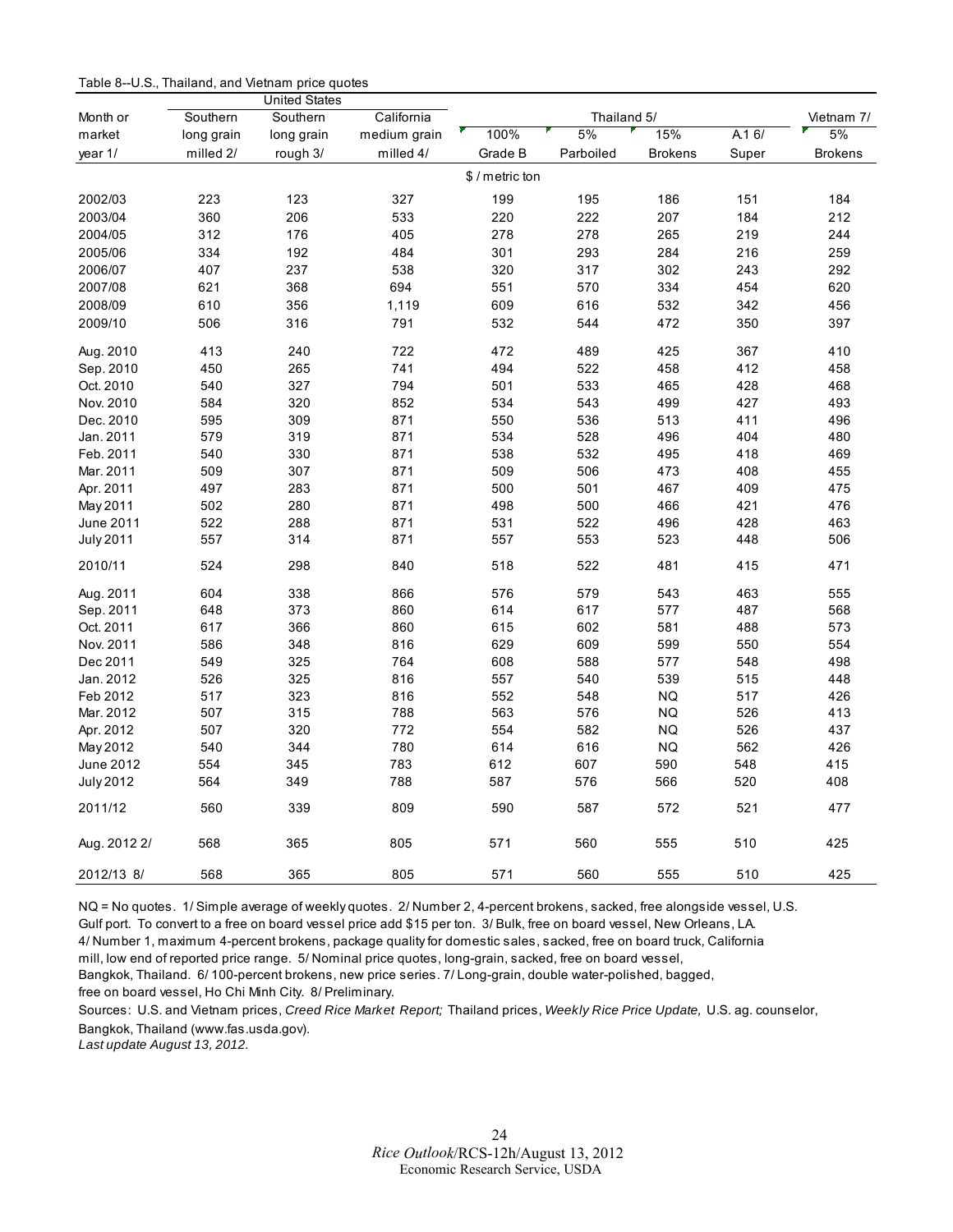Table 8--U.S., Thailand, and Vietnam price quotes

| Month or market year 1/ | United States | | | Thailand 5/ | | | | Vietnam 7/ |
|---|---|---|---|---|---|---|---|---|
| | Southern long grain milled 2/ | Southern long grain rough 3/ | California medium grain milled 4/ | 100% Grade B | 5% Parboiled | 15% Brokens | A.1 6/ Super | 5% Brokens |
| | $ / metric ton | | | | | | | |
| 2002/03 | 223 | 123 | 327 | 199 | 195 | 186 | 151 | 184 |
| 2003/04 | 360 | 206 | 533 | 220 | 222 | 207 | 184 | 212 |
| 2004/05 | 312 | 176 | 405 | 278 | 278 | 265 | 219 | 244 |
| 2005/06 | 334 | 192 | 484 | 301 | 293 | 284 | 216 | 259 |
| 2006/07 | 407 | 237 | 538 | 320 | 317 | 302 | 243 | 292 |
| 2007/08 | 621 | 368 | 694 | 551 | 570 | 334 | 454 | 620 |
| 2008/09 | 610 | 356 | 1,119 | 609 | 616 | 532 | 342 | 456 |
| 2009/10 | 506 | 316 | 791 | 532 | 544 | 472 | 350 | 397 |
| Aug. 2010 | 413 | 240 | 722 | 472 | 489 | 425 | 367 | 410 |
| Sep. 2010 | 450 | 265 | 741 | 494 | 522 | 458 | 412 | 458 |
| Oct. 2010 | 540 | 327 | 794 | 501 | 533 | 465 | 428 | 468 |
| Nov. 2010 | 584 | 320 | 852 | 534 | 543 | 499 | 427 | 493 |
| Dec. 2010 | 595 | 309 | 871 | 550 | 536 | 513 | 411 | 496 |
| Jan. 2011 | 579 | 319 | 871 | 534 | 528 | 496 | 404 | 480 |
| Feb. 2011 | 540 | 330 | 871 | 538 | 532 | 495 | 418 | 469 |
| Mar. 2011 | 509 | 307 | 871 | 509 | 506 | 473 | 408 | 455 |
| Apr. 2011 | 497 | 283 | 871 | 500 | 501 | 467 | 409 | 475 |
| May 2011 | 502 | 280 | 871 | 498 | 500 | 466 | 421 | 476 |
| June 2011 | 522 | 288 | 871 | 531 | 522 | 496 | 428 | 463 |
| July 2011 | 557 | 314 | 871 | 557 | 553 | 523 | 448 | 506 |
| 2010/11 | 524 | 298 | 840 | 518 | 522 | 481 | 415 | 471 |
| Aug. 2011 | 604 | 338 | 866 | 576 | 579 | 543 | 463 | 555 |
| Sep. 2011 | 648 | 373 | 860 | 614 | 617 | 577 | 487 | 568 |
| Oct. 2011 | 617 | 366 | 860 | 615 | 602 | 581 | 488 | 573 |
| Nov. 2011 | 586 | 348 | 816 | 629 | 609 | 599 | 550 | 554 |
| Dec 2011 | 549 | 325 | 764 | 608 | 588 | 577 | 548 | 498 |
| Jan. 2012 | 526 | 325 | 816 | 557 | 540 | 539 | 515 | 448 |
| Feb 2012 | 517 | 323 | 816 | 552 | 548 | NQ | 517 | 426 |
| Mar. 2012 | 507 | 315 | 788 | 563 | 576 | NQ | 526 | 413 |
| Apr. 2012 | 507 | 320 | 772 | 554 | 582 | NQ | 526 | 437 |
| May 2012 | 540 | 344 | 780 | 614 | 616 | NQ | 562 | 426 |
| June 2012 | 554 | 345 | 783 | 612 | 607 | 590 | 548 | 415 |
| July 2012 | 564 | 349 | 788 | 587 | 576 | 566 | 520 | 408 |
| 2011/12 | 560 | 339 | 809 | 590 | 587 | 572 | 521 | 477 |
| Aug. 2012 2/ | 568 | 365 | 805 | 571 | 560 | 555 | 510 | 425 |
| 2012/13 8/ | 568 | 365 | 805 | 571 | 560 | 555 | 510 | 425 |

NQ = No quotes. 1/ Simple average of weekly quotes. 2/ Number 2, 4-percent brokens, sacked, free alongside vessel, U.S. Gulf port. To convert to a free on board vessel price add $15 per ton. 3/ Bulk, free on board vessel, New Orleans, LA. 4/ Number 1, maximum 4-percent brokens, package quality for domestic sales, sacked, free on board truck, California mill, low end of reported price range. 5/ Nominal price quotes, long-grain, sacked, free on board vessel, Bangkok, Thailand. 6/ 100-percent brokens, new price series. 7/ Long-grain, double water-polished, bagged, free on board vessel, Ho Chi Minh City. 8/ Preliminary.

Sources: U.S. and Vietnam prices, *Creed Rice Market Report;* Thailand prices, *Weekly Rice Price Update,* U.S. ag. counselor, Bangkok, Thailand (www.fas.usda.gov).

*Last update August 13, 2012.*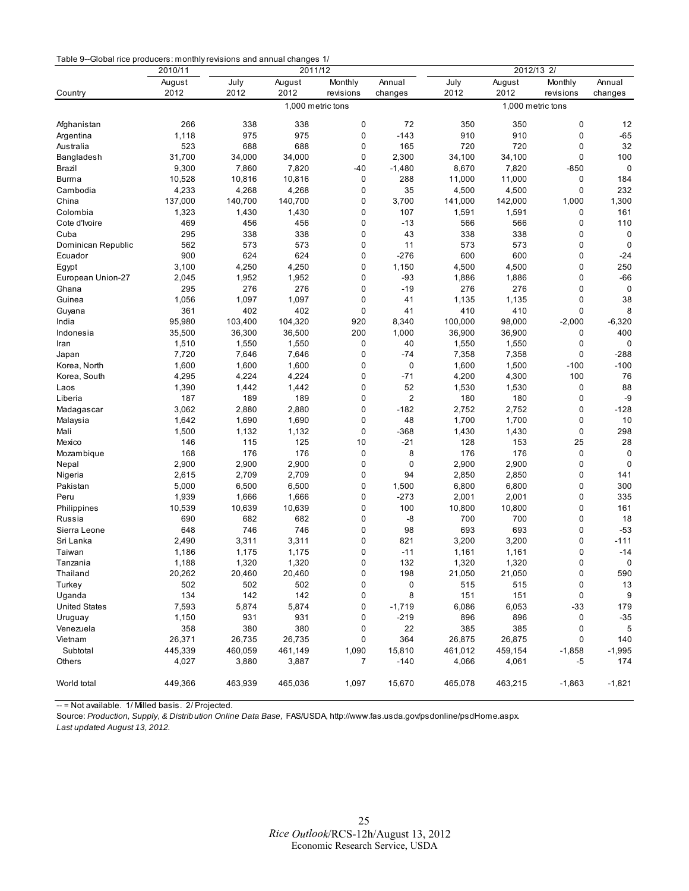Table 9--Global rice producers: monthly revisions and annual changes 1/

| Country | 2010/11 August 2012 | 2011/12 July 2012 | 2011/12 August 2012 | 2011/12 Monthly revisions | 2011/12 Annual changes | 2012/13 2/ July 2012 | 2012/13 2/ August 2012 | 2012/13 2/ Monthly revisions | 2012/13 2/ Annual changes |
|---|---|---|---|---|---|---|---|---|---|
| | | | 1,000 metric tons | | | | 1,000 metric tons | | |
| Afghanistan | 266 | 338 | 338 | 0 | 72 | 350 | 350 | 0 | 12 |
| Argentina | 1,118 | 975 | 975 | 0 | -143 | 910 | 910 | 0 | -65 |
| Australia | 523 | 688 | 688 | 0 | 165 | 720 | 720 | 0 | 32 |
| Bangladesh | 31,700 | 34,000 | 34,000 | 0 | 2,300 | 34,100 | 34,100 | 0 | 100 |
| Brazil | 9,300 | 7,860 | 7,820 | -40 | -1,480 | 8,670 | 7,820 | -850 | 0 |
| Burma | 10,528 | 10,816 | 10,816 | 0 | 288 | 11,000 | 11,000 | 0 | 184 |
| Cambodia | 4,233 | 4,268 | 4,268 | 0 | 35 | 4,500 | 4,500 | 0 | 232 |
| China | 137,000 | 140,700 | 140,700 | 0 | 3,700 | 141,000 | 142,000 | 1,000 | 1,300 |
| Colombia | 1,323 | 1,430 | 1,430 | 0 | 107 | 1,591 | 1,591 | 0 | 161 |
| Cote d'Ivoire | 469 | 456 | 456 | 0 | -13 | 566 | 566 | 0 | 110 |
| Cuba | 295 | 338 | 338 | 0 | 43 | 338 | 338 | 0 | 0 |
| Dominican Republic | 562 | 573 | 573 | 0 | 11 | 573 | 573 | 0 | 0 |
| Ecuador | 900 | 624 | 624 | 0 | -276 | 600 | 600 | 0 | -24 |
| Egypt | 3,100 | 4,250 | 4,250 | 0 | 1,150 | 4,500 | 4,500 | 0 | 250 |
| European Union-27 | 2,045 | 1,952 | 1,952 | 0 | -93 | 1,886 | 1,886 | 0 | -66 |
| Ghana | 295 | 276 | 276 | 0 | -19 | 276 | 276 | 0 | 0 |
| Guinea | 1,056 | 1,097 | 1,097 | 0 | 41 | 1,135 | 1,135 | 0 | 38 |
| Guyana | 361 | 402 | 402 | 0 | 41 | 410 | 410 | 0 | 8 |
| India | 95,980 | 103,400 | 104,320 | 920 | 8,340 | 100,000 | 98,000 | -2,000 | -6,320 |
| Indonesia | 35,500 | 36,300 | 36,500 | 200 | 1,000 | 36,900 | 36,900 | 0 | 400 |
| Iran | 1,510 | 1,550 | 1,550 | 0 | 40 | 1,550 | 1,550 | 0 | 0 |
| Japan | 7,720 | 7,646 | 7,646 | 0 | -74 | 7,358 | 7,358 | 0 | -288 |
| Korea, North | 1,600 | 1,600 | 1,600 | 0 | 0 | 1,600 | 1,500 | -100 | -100 |
| Korea, South | 4,295 | 4,224 | 4,224 | 0 | -71 | 4,200 | 4,300 | 100 | 76 |
| Laos | 1,390 | 1,442 | 1,442 | 0 | 52 | 1,530 | 1,530 | 0 | 88 |
| Liberia | 187 | 189 | 189 | 0 | 2 | 180 | 180 | 0 | -9 |
| Madagascar | 3,062 | 2,880 | 2,880 | 0 | -182 | 2,752 | 2,752 | 0 | -128 |
| Malaysia | 1,642 | 1,690 | 1,690 | 0 | 48 | 1,700 | 1,700 | 0 | 10 |
| Mali | 1,500 | 1,132 | 1,132 | 0 | -368 | 1,430 | 1,430 | 0 | 298 |
| Mexico | 146 | 115 | 125 | 10 | -21 | 128 | 153 | 25 | 28 |
| Mozambique | 168 | 176 | 176 | 0 | 8 | 176 | 176 | 0 | 0 |
| Nepal | 2,900 | 2,900 | 2,900 | 0 | 0 | 2,900 | 2,900 | 0 | 0 |
| Nigeria | 2,615 | 2,709 | 2,709 | 0 | 94 | 2,850 | 2,850 | 0 | 141 |
| Pakistan | 5,000 | 6,500 | 6,500 | 0 | 1,500 | 6,800 | 6,800 | 0 | 300 |
| Peru | 1,939 | 1,666 | 1,666 | 0 | -273 | 2,001 | 2,001 | 0 | 335 |
| Philippines | 10,539 | 10,639 | 10,639 | 0 | 100 | 10,800 | 10,800 | 0 | 161 |
| Russia | 690 | 682 | 682 | 0 | -8 | 700 | 700 | 0 | 18 |
| Sierra Leone | 648 | 746 | 746 | 0 | 98 | 693 | 693 | 0 | -53 |
| Sri Lanka | 2,490 | 3,311 | 3,311 | 0 | 821 | 3,200 | 3,200 | 0 | -111 |
| Taiwan | 1,186 | 1,175 | 1,175 | 0 | -11 | 1,161 | 1,161 | 0 | -14 |
| Tanzania | 1,188 | 1,320 | 1,320 | 0 | 132 | 1,320 | 1,320 | 0 | 0 |
| Thailand | 20,262 | 20,460 | 20,460 | 0 | 198 | 21,050 | 21,050 | 0 | 590 |
| Turkey | 502 | 502 | 502 | 0 | 0 | 515 | 515 | 0 | 13 |
| Uganda | 134 | 142 | 142 | 0 | 8 | 151 | 151 | 0 | 9 |
| United States | 7,593 | 5,874 | 5,874 | 0 | -1,719 | 6,086 | 6,053 | -33 | 179 |
| Uruguay | 1,150 | 931 | 931 | 0 | -219 | 896 | 896 | 0 | -35 |
| Venezuela | 358 | 380 | 380 | 0 | 22 | 385 | 385 | 0 | 5 |
| Vietnam | 26,371 | 26,735 | 26,735 | 0 | 364 | 26,875 | 26,875 | 0 | 140 |
| Subtotal | 445,339 | 460,059 | 461,149 | 1,090 | 15,810 | 461,012 | 459,154 | -1,858 | -1,995 |
| Others | 4,027 | 3,880 | 3,887 | 7 | -140 | 4,066 | 4,061 | -5 | 174 |
| World total | 449,366 | 463,939 | 465,036 | 1,097 | 15,670 | 465,078 | 463,215 | -1,863 | -1,821 |

-- = Not available. 1/ Milled basis. 2/ Projected.

Source: *Production, Supply, & Distribution Online Data Base,* FAS/USDA, http://www.fas.usda.gov/psdonline/psdHome.aspx.

*Last updated August 13, 2012.*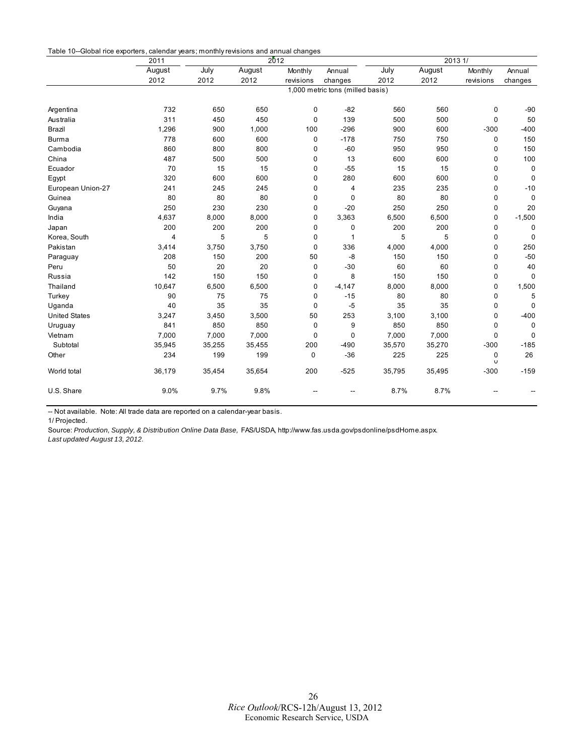Table 10--Global rice exporters, calendar years; monthly revisions and annual changes

| | 2011 | 2012 | | | | 2013 1/ | | | |
|---|---|---|---|---|---|---|---|---|---|
| | August 2012 | July 2012 | August 2012 | Monthly revisions | Annual changes | July 2012 | August 2012 | Monthly revisions | Annual changes |
| | 1,000 metric tons (milled basis) | | | | | | | | |
| Argentina | 732 | 650 | 650 | 0 | -82 | 560 | 560 | 0 | -90 |
| Australia | 311 | 450 | 450 | 0 | 139 | 500 | 500 | 0 | 50 |
| Brazil | 1,296 | 900 | 1,000 | 100 | -296 | 900 | 600 | -300 | -400 |
| Burma | 778 | 600 | 600 | 0 | -178 | 750 | 750 | 0 | 150 |
| Cambodia | 860 | 800 | 800 | 0 | -60 | 950 | 950 | 0 | 150 |
| China | 487 | 500 | 500 | 0 | 13 | 600 | 600 | 0 | 100 |
| Ecuador | 70 | 15 | 15 | 0 | -55 | 15 | 15 | 0 | 0 |
| Egypt | 320 | 600 | 600 | 0 | 280 | 600 | 600 | 0 | 0 |
| European Union-27 | 241 | 245 | 245 | 0 | 4 | 235 | 235 | 0 | -10 |
| Guinea | 80 | 80 | 80 | 0 | 0 | 80 | 80 | 0 | 0 |
| Guyana | 250 | 230 | 230 | 0 | -20 | 250 | 250 | 0 | 20 |
| India | 4,637 | 8,000 | 8,000 | 0 | 3,363 | 6,500 | 6,500 | 0 | -1,500 |
| Japan | 200 | 200 | 200 | 0 | 0 | 200 | 200 | 0 | 0 |
| Korea, South | 4 | 5 | 5 | 0 | 1 | 5 | 5 | 0 | 0 |
| Pakistan | 3,414 | 3,750 | 3,750 | 0 | 336 | 4,000 | 4,000 | 0 | 250 |
| Paraguay | 208 | 150 | 200 | 50 | -8 | 150 | 150 | 0 | -50 |
| Peru | 50 | 20 | 20 | 0 | -30 | 60 | 60 | 0 | 40 |
| Russia | 142 | 150 | 150 | 0 | 8 | 150 | 150 | 0 | 0 |
| Thailand | 10,647 | 6,500 | 6,500 | 0 | -4,147 | 8,000 | 8,000 | 0 | 1,500 |
| Turkey | 90 | 75 | 75 | 0 | -15 | 80 | 80 | 0 | 5 |
| Uganda | 40 | 35 | 35 | 0 | -5 | 35 | 35 | 0 | 0 |
| United States | 3,247 | 3,450 | 3,500 | 50 | 253 | 3,100 | 3,100 | 0 | -400 |
| Uruguay | 841 | 850 | 850 | 0 | 9 | 850 | 850 | 0 | 0 |
| Vietnam | 7,000 | 7,000 | 7,000 | 0 | 0 | 7,000 | 7,000 | 0 | 0 |
| Subtotal | 35,945 | 35,255 | 35,455 | 200 | -490 | 35,570 | 35,270 | -300 | -185 |
| Other | 234 | 199 | 199 | 0 | -36 | 225 | 225 | 0 | 26 |
| World total | 36,179 | 35,454 | 35,654 | 200 | -525 | 35,795 | 35,495 | -300 | -159 |
| U.S. Share | 9.0% | 9.7% | 9.8% | -- | -- | 8.7% | 8.7% | -- | -- |

-- Not available. Note: All trade data are reported on a calendar-year basis.

1/ Projected.

Source: *Production, Supply, & Distribution Online Data Base,* FAS/USDA, http://www.fas.usda.gov/psdonline/psdHome.aspx.

*Last updated August 13, 2012.*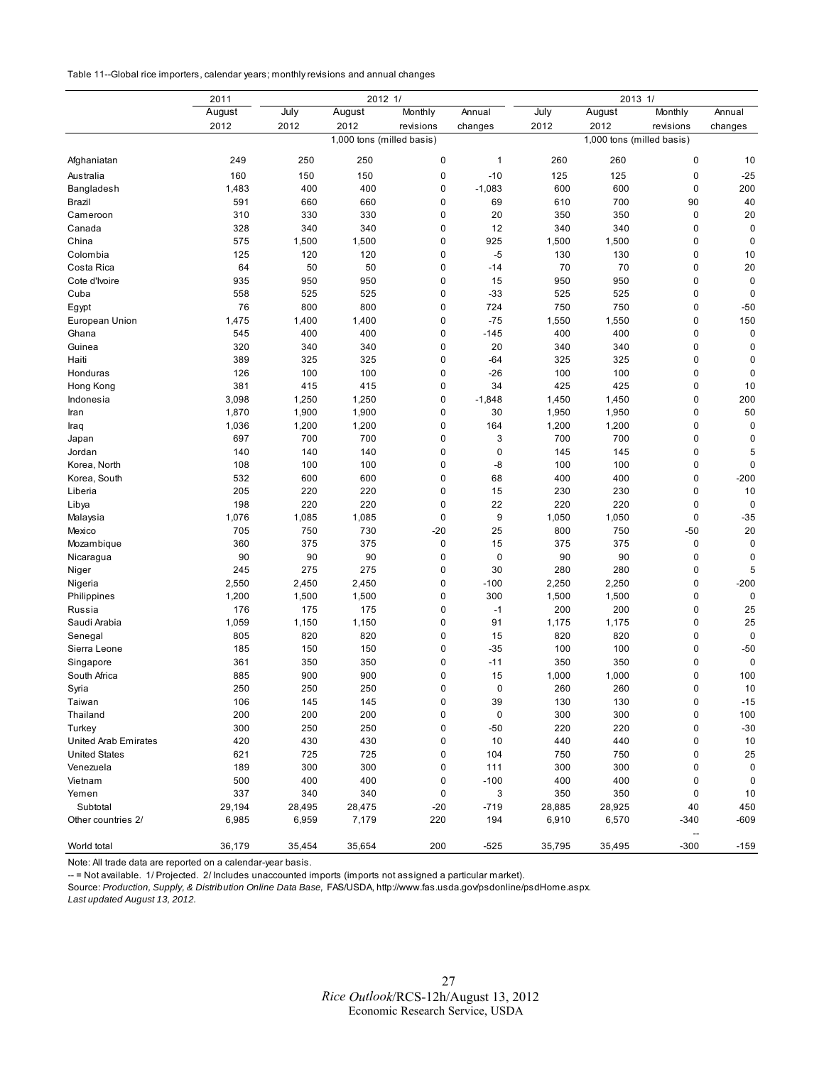Table 11--Global rice importers, calendar years; monthly revisions and annual changes

| | 2011 | 2012 1/ | | | | 2013 1/ | | | |
|---|---|---|---|---|---|---|---|---|---|
| | August 2012 | July 2012 | August 2012 | Monthly revisions | Annual changes | July 2012 | August 2012 | Monthly revisions | Annual changes |
| | | 1,000 tons (milled basis) | | | | 1,000 tons (milled basis) | | | |
| Afghaniatan | 249 | 250 | 250 | 0 | 1 | 260 | 260 | 0 | 10 |
| Australia | 160 | 150 | 150 | 0 | -10 | 125 | 125 | 0 | -25 |
| Bangladesh | 1,483 | 400 | 400 | 0 | -1,083 | 600 | 600 | 0 | 200 |
| Brazil | 591 | 660 | 660 | 0 | 69 | 610 | 700 | 90 | 40 |
| Cameroon | 310 | 330 | 330 | 0 | 20 | 350 | 350 | 0 | 20 |
| Canada | 328 | 340 | 340 | 0 | 12 | 340 | 340 | 0 | 0 |
| China | 575 | 1,500 | 1,500 | 0 | 925 | 1,500 | 1,500 | 0 | 0 |
| Colombia | 125 | 120 | 120 | 0 | -5 | 130 | 130 | 0 | 10 |
| Costa Rica | 64 | 50 | 50 | 0 | -14 | 70 | 70 | 0 | 20 |
| Cote d'Ivoire | 935 | 950 | 950 | 0 | 15 | 950 | 950 | 0 | 0 |
| Cuba | 558 | 525 | 525 | 0 | -33 | 525 | 525 | 0 | 0 |
| Egypt | 76 | 800 | 800 | 0 | 724 | 750 | 750 | 0 | -50 |
| European Union | 1,475 | 1,400 | 1,400 | 0 | -75 | 1,550 | 1,550 | 0 | 150 |
| Ghana | 545 | 400 | 400 | 0 | -145 | 400 | 400 | 0 | 0 |
| Guinea | 320 | 340 | 340 | 0 | 20 | 340 | 340 | 0 | 0 |
| Haiti | 389 | 325 | 325 | 0 | -64 | 325 | 325 | 0 | 0 |
| Honduras | 126 | 100 | 100 | 0 | -26 | 100 | 100 | 0 | 0 |
| Hong Kong | 381 | 415 | 415 | 0 | 34 | 425 | 425 | 0 | 10 |
| Indonesia | 3,098 | 1,250 | 1,250 | 0 | -1,848 | 1,450 | 1,450 | 0 | 200 |
| Iran | 1,870 | 1,900 | 1,900 | 0 | 30 | 1,950 | 1,950 | 0 | 50 |
| Iraq | 1,036 | 1,200 | 1,200 | 0 | 164 | 1,200 | 1,200 | 0 | 0 |
| Japan | 697 | 700 | 700 | 0 | 3 | 700 | 700 | 0 | 0 |
| Jordan | 140 | 140 | 140 | 0 | 0 | 145 | 145 | 0 | 5 |
| Korea, North | 108 | 100 | 100 | 0 | -8 | 100 | 100 | 0 | 0 |
| Korea, South | 532 | 600 | 600 | 0 | 68 | 400 | 400 | 0 | -200 |
| Liberia | 205 | 220 | 220 | 0 | 15 | 230 | 230 | 0 | 10 |
| Libya | 198 | 220 | 220 | 0 | 22 | 220 | 220 | 0 | 0 |
| Malaysia | 1,076 | 1,085 | 1,085 | 0 | 9 | 1,050 | 1,050 | 0 | -35 |
| Mexico | 705 | 750 | 730 | -20 | 25 | 800 | 750 | -50 | 20 |
| Mozambique | 360 | 375 | 375 | 0 | 15 | 375 | 375 | 0 | 0 |
| Nicaragua | 90 | 90 | 90 | 0 | 0 | 90 | 90 | 0 | 0 |
| Niger | 245 | 275 | 275 | 0 | 30 | 280 | 280 | 0 | 5 |
| Nigeria | 2,550 | 2,450 | 2,450 | 0 | -100 | 2,250 | 2,250 | 0 | -200 |
| Philippines | 1,200 | 1,500 | 1,500 | 0 | 300 | 1,500 | 1,500 | 0 | 0 |
| Russia | 176 | 175 | 175 | 0 | -1 | 200 | 200 | 0 | 25 |
| Saudi Arabia | 1,059 | 1,150 | 1,150 | 0 | 91 | 1,175 | 1,175 | 0 | 25 |
| Senegal | 805 | 820 | 820 | 0 | 15 | 820 | 820 | 0 | 0 |
| Sierra Leone | 185 | 150 | 150 | 0 | -35 | 100 | 100 | 0 | -50 |
| Singapore | 361 | 350 | 350 | 0 | -11 | 350 | 350 | 0 | 0 |
| South Africa | 885 | 900 | 900 | 0 | 15 | 1,000 | 1,000 | 0 | 100 |
| Syria | 250 | 250 | 250 | 0 | 0 | 260 | 260 | 0 | 10 |
| Taiwan | 106 | 145 | 145 | 0 | 39 | 130 | 130 | 0 | -15 |
| Thailand | 200 | 200 | 200 | 0 | 0 | 300 | 300 | 0 | 100 |
| Turkey | 300 | 250 | 250 | 0 | -50 | 220 | 220 | 0 | -30 |
| United Arab Emirates | 420 | 430 | 430 | 0 | 10 | 440 | 440 | 0 | 10 |
| United States | 621 | 725 | 725 | 0 | 104 | 750 | 750 | 0 | 25 |
| Venezuela | 189 | 300 | 300 | 0 | 111 | 300 | 300 | 0 | 0 |
| Vietnam | 500 | 400 | 400 | 0 | -100 | 400 | 400 | 0 | 0 |
| Yemen | 337 | 340 | 340 | 0 | 3 | 350 | 350 | 0 | 10 |
| Subtotal | 29,194 | 28,495 | 28,475 | -20 | -719 | 28,885 | 28,925 | 40 | 450 |
| Other countries 2/ | 6,985 | 6,959 | 7,179 | 220 | 194 | 6,910 | 6,570 | -340 | -609 |
| | | | | | | | | -- | |
| World total | 36,179 | 35,454 | 35,654 | 200 | -525 | 35,795 | 35,495 | -300 | -159 |

Note: All trade data are reported on a calendar-year basis.

-- = Not available. 1/ Projected. 2/ Includes unaccounted imports (imports not assigned a particular market).

Source: *Production, Supply, & Distribution Online Data Base,* FAS/USDA, http://www.fas.usda.gov/psdonline/psdHome.aspx.

*Last updated August 13, 2012.*